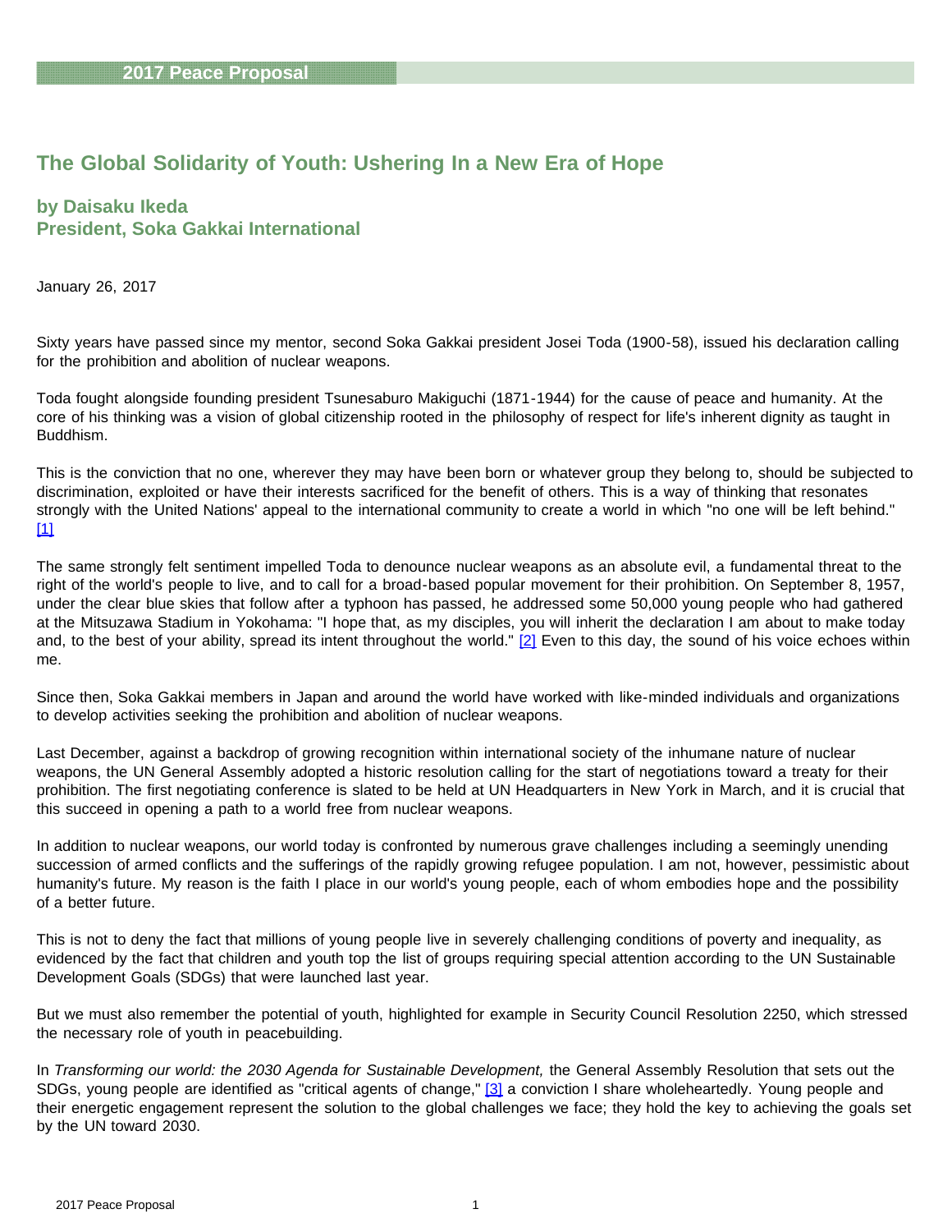# The Global Solidarity of Youth: Ushering In a New Era of Hope

## by Daisaku Ikeda
## President, Soka Gakkai International

January 26, 2017

Sixty years have passed since my mentor, second Soka Gakkai president Josei Toda (1900-58), issued his declaration calling for the prohibition and abolition of nuclear weapons.

Toda fought alongside founding president Tsunesaburo Makiguchi (1871-1944) for the cause of peace and humanity. At the core of his thinking was a vision of global citizenship rooted in the philosophy of respect for life's inherent dignity as taught in Buddhism.

This is the conviction that no one, wherever they may have been born or whatever group they belong to, should be subjected to discrimination, exploited or have their interests sacrificed for the benefit of others. This is a way of thinking that resonates strongly with the United Nations' appeal to the international community to create a world in which "no one will be left behind." [1]

The same strongly felt sentiment impelled Toda to denounce nuclear weapons as an absolute evil, a fundamental threat to the right of the world's people to live, and to call for a broad-based popular movement for their prohibition. On September 8, 1957, under the clear blue skies that follow after a typhoon has passed, he addressed some 50,000 young people who had gathered at the Mitsuzawa Stadium in Yokohama: "I hope that, as my disciples, you will inherit the declaration I am about to make today and, to the best of your ability, spread its intent throughout the world." [2] Even to this day, the sound of his voice echoes within me.

Since then, Soka Gakkai members in Japan and around the world have worked with like-minded individuals and organizations to develop activities seeking the prohibition and abolition of nuclear weapons.

Last December, against a backdrop of growing recognition within international society of the inhumane nature of nuclear weapons, the UN General Assembly adopted a historic resolution calling for the start of negotiations toward a treaty for their prohibition. The first negotiating conference is slated to be held at UN Headquarters in New York in March, and it is crucial that this succeed in opening a path to a world free from nuclear weapons.

In addition to nuclear weapons, our world today is confronted by numerous grave challenges including a seemingly unending succession of armed conflicts and the sufferings of the rapidly growing refugee population. I am not, however, pessimistic about humanity's future. My reason is the faith I place in our world's young people, each of whom embodies hope and the possibility of a better future.

This is not to deny the fact that millions of young people live in severely challenging conditions of poverty and inequality, as evidenced by the fact that children and youth top the list of groups requiring special attention according to the UN Sustainable Development Goals (SDGs) that were launched last year.

But we must also remember the potential of youth, highlighted for example in Security Council Resolution 2250, which stressed the necessary role of youth in peacebuilding.

In *Transforming our world: the 2030 Agenda for Sustainable Development,* the General Assembly Resolution that sets out the SDGs, young people are identified as "critical agents of change," [3] a conviction I share wholeheartedly. Young people and their energetic engagement represent the solution to the global challenges we face; they hold the key to achieving the goals set by the UN toward 2030.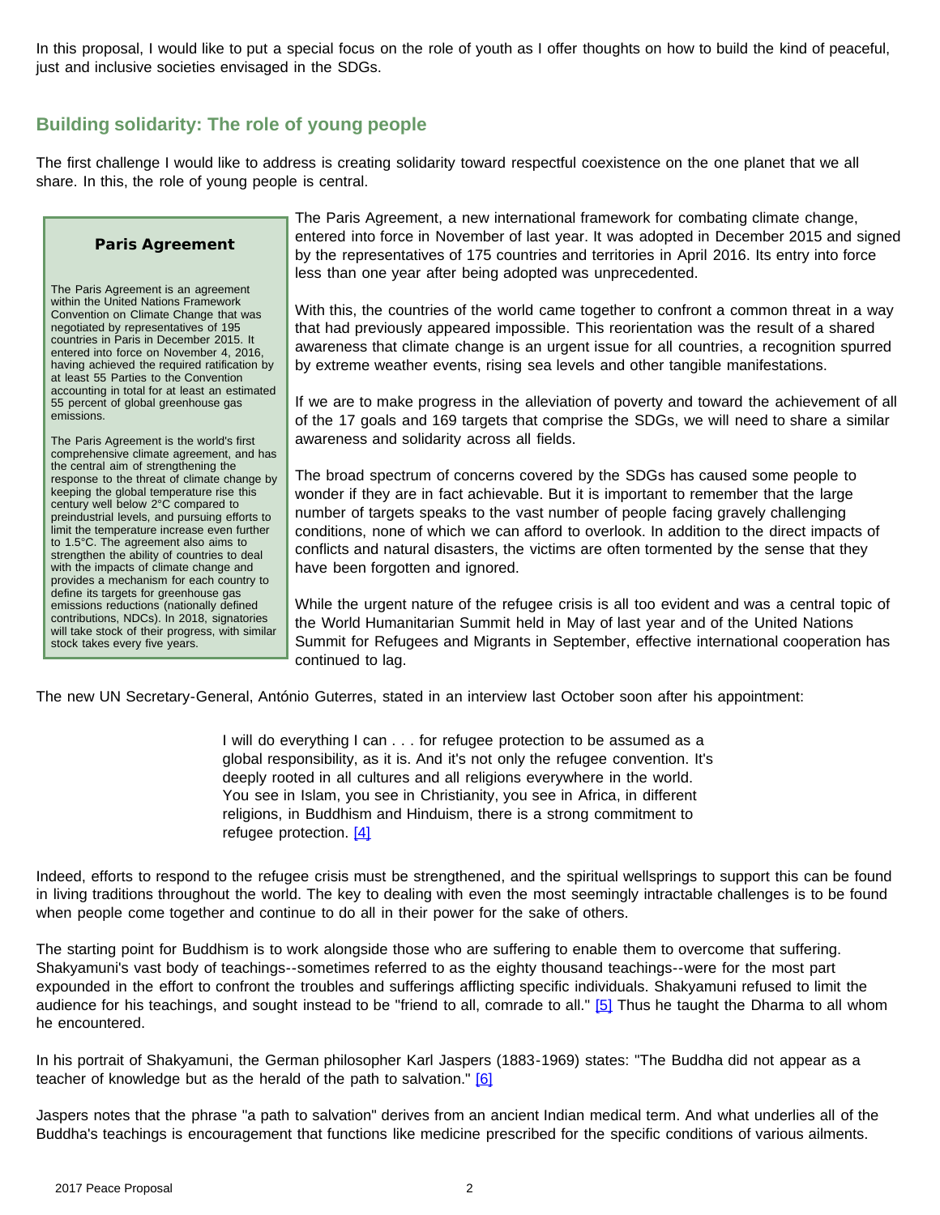In this proposal, I would like to put a special focus on the role of youth as I offer thoughts on how to build the kind of peaceful, just and inclusive societies envisaged in the SDGs.

## Building solidarity: The role of young people

The first challenge I would like to address is creating solidarity toward respectful coexistence on the one planet that we all share. In this, the role of young people is central.

The Paris Agreement, a new international framework for combating climate change, entered into force in November of last year. It was adopted in December 2015 and signed by the representatives of 175 countries and territories in April 2016. Its entry into force less than one year after being adopted was unprecedented.

With this, the countries of the world came together to confront a common threat in a way that had previously appeared impossible. This reorientation was the result of a shared awareness that climate change is an urgent issue for all countries, a recognition spurred by extreme weather events, rising sea levels and other tangible manifestations.

If we are to make progress in the alleviation of poverty and toward the achievement of all of the 17 goals and 169 targets that comprise the SDGs, we will need to share a similar awareness and solidarity across all fields.

The broad spectrum of concerns covered by the SDGs has caused some people to wonder if they are in fact achievable. But it is important to remember that the large number of targets speaks to the vast number of people facing gravely challenging conditions, none of which we can afford to overlook. In addition to the direct impacts of conflicts and natural disasters, the victims are often tormented by the sense that they have been forgotten and ignored.

While the urgent nature of the refugee crisis is all too evident and was a central topic of the World Humanitarian Summit held in May of last year and of the United Nations Summit for Refugees and Migrants in September, effective international cooperation has continued to lag.

> **Paris Agreement**
>
> The Paris Agreement is an agreement within the United Nations Framework Convention on Climate Change that was negotiated by representatives of 195 countries in Paris in December 2015. It entered into force on November 4, 2016, having achieved the required ratification by at least 55 Parties to the Convention accounting in total for at least an estimated 55 percent of global greenhouse gas emissions.
>
> The Paris Agreement is the world's first comprehensive climate agreement, and has the central aim of strengthening the response to the threat of climate change by keeping the global temperature rise this century well below 2°C compared to preindustrial levels, and pursuing efforts to limit the temperature increase even further to 1.5°C. The agreement also aims to strengthen the ability of countries to deal with the impacts of climate change and provides a mechanism for each country to define its targets for greenhouse gas emissions reductions (nationally defined contributions, NDCs). In 2018, signatories will take stock of their progress, with similar stock takes every five years.

The new UN Secretary-General, António Guterres, stated in an interview last October soon after his appointment:

> I will do everything I can . . . for refugee protection to be assumed as a global responsibility, as it is. And it's not only the refugee convention. It's deeply rooted in all cultures and all religions everywhere in the world. You see in Islam, you see in Christianity, you see in Africa, in different religions, in Buddhism and Hinduism, there is a strong commitment to refugee protection. [4]

Indeed, efforts to respond to the refugee crisis must be strengthened, and the spiritual wellsprings to support this can be found in living traditions throughout the world. The key to dealing with even the most seemingly intractable challenges is to be found when people come together and continue to do all in their power for the sake of others.

The starting point for Buddhism is to work alongside those who are suffering to enable them to overcome that suffering. Shakyamuni's vast body of teachings--sometimes referred to as the eighty thousand teachings--were for the most part expounded in the effort to confront the troubles and sufferings afflicting specific individuals. Shakyamuni refused to limit the audience for his teachings, and sought instead to be "friend to all, comrade to all." [5] Thus he taught the Dharma to all whom he encountered.

In his portrait of Shakyamuni, the German philosopher Karl Jaspers (1883-1969) states: "The Buddha did not appear as a teacher of knowledge but as the herald of the path to salvation." [6]

Jaspers notes that the phrase "a path to salvation" derives from an ancient Indian medical term. And what underlies all of the Buddha's teachings is encouragement that functions like medicine prescribed for the specific conditions of various ailments.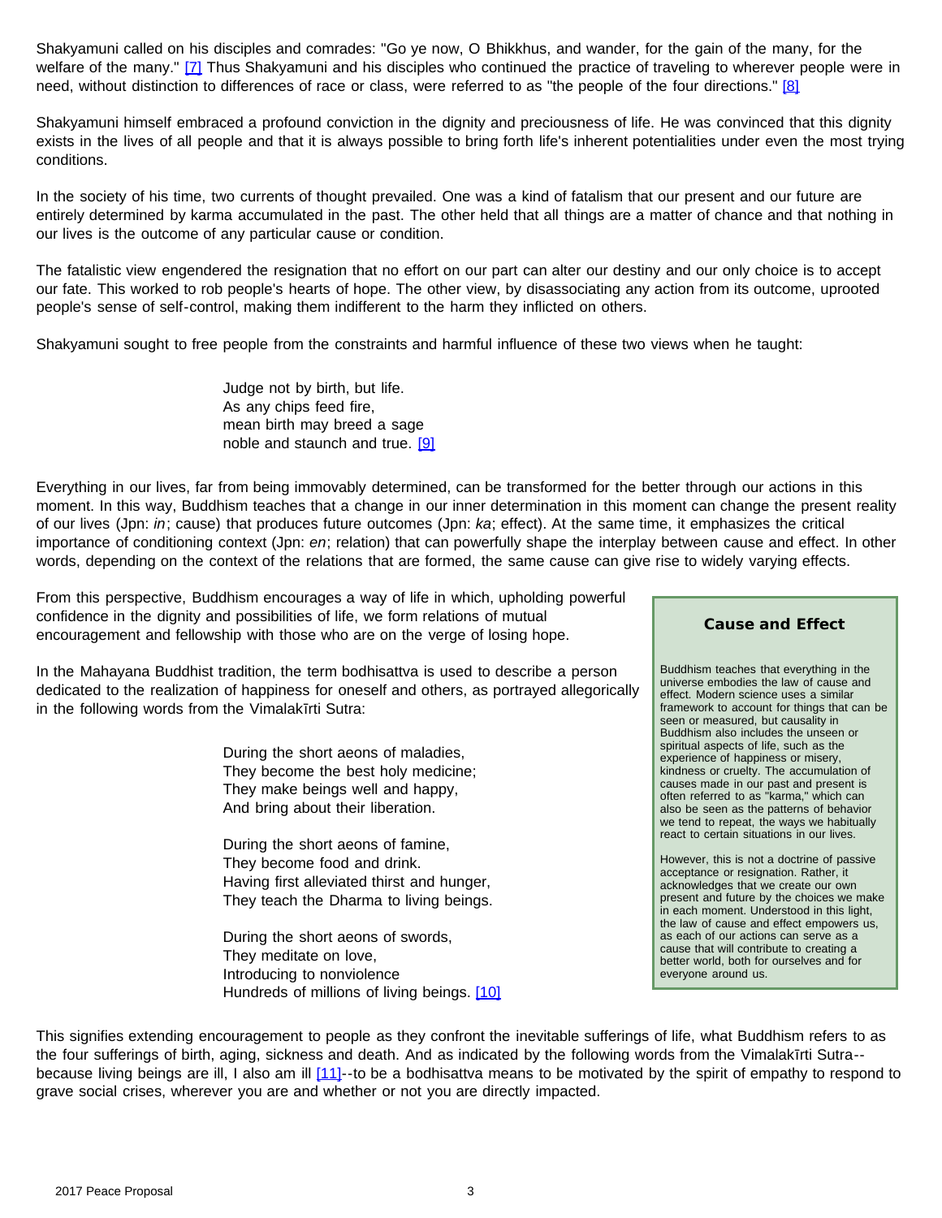Shakyamuni called on his disciples and comrades: "Go ye now, O Bhikkhus, and wander, for the gain of the many, for the welfare of the many." [7] Thus Shakyamuni and his disciples who continued the practice of traveling to wherever people were in need, without distinction to differences of race or class, were referred to as "the people of the four directions." [8]

Shakyamuni himself embraced a profound conviction in the dignity and preciousness of life. He was convinced that this dignity exists in the lives of all people and that it is always possible to bring forth life's inherent potentialities under even the most trying conditions.

In the society of his time, two currents of thought prevailed. One was a kind of fatalism that our present and our future are entirely determined by karma accumulated in the past. The other held that all things are a matter of chance and that nothing in our lives is the outcome of any particular cause or condition.

The fatalistic view engendered the resignation that no effort on our part can alter our destiny and our only choice is to accept our fate. This worked to rob people's hearts of hope. The other view, by disassociating any action from its outcome, uprooted people's sense of self-control, making them indifferent to the harm they inflicted on others.

Shakyamuni sought to free people from the constraints and harmful influence of these two views when he taught:

> Judge not by birth, but life.
> As any chips feed fire,
> mean birth may breed a sage
> noble and staunch and true. [9]

Everything in our lives, far from being immovably determined, can be transformed for the better through our actions in this moment. In this way, Buddhism teaches that a change in our inner determination in this moment can change the present reality of our lives (Jpn: *in*; cause) that produces future outcomes (Jpn: *ka*; effect). At the same time, it emphasizes the critical importance of conditioning context (Jpn: *en*; relation) that can powerfully shape the interplay between cause and effect. In other words, depending on the context of the relations that are formed, the same cause can give rise to widely varying effects.

From this perspective, Buddhism encourages a way of life in which, upholding powerful confidence in the dignity and possibilities of life, we form relations of mutual encouragement and fellowship with those who are on the verge of losing hope.

In the Mahayana Buddhist tradition, the term bodhisattva is used to describe a person dedicated to the realization of happiness for oneself and others, as portrayed allegorically in the following words from the Vimalakīrti Sutra:

> During the short aeons of maladies,
> They become the best holy medicine;
> They make beings well and happy,
> And bring about their liberation.
>
> During the short aeons of famine,
> They become food and drink.
> Having first alleviated thirst and hunger,
> They teach the Dharma to living beings.
>
> During the short aeons of swords,
> They meditate on love,
> Introducing to nonviolence
> Hundreds of millions of living beings. [10]

This signifies extending encouragement to people as they confront the inevitable sufferings of life, what Buddhism refers to as the four sufferings of birth, aging, sickness and death. And as indicated by the following words from the Vimalakīrti Sutra--because living beings are ill, I also am ill [11]--to be a bodhisattva means to be motivated by the spirit of empathy to respond to grave social crises, wherever you are and whether or not you are directly impacted.

### Cause and Effect

Buddhism teaches that everything in the universe embodies the law of cause and effect. Modern science uses a similar framework to account for things that can be seen or measured, but causality in Buddhism also includes the unseen or spiritual aspects of life, such as the experience of happiness or misery, kindness or cruelty. The accumulation of causes made in our past and present is often referred to as "karma," which can also be seen as the patterns of behavior we tend to repeat, the ways we habitually react to certain situations in our lives.

However, this is not a doctrine of passive acceptance or resignation. Rather, it acknowledges that we create our own present and future by the choices we make in each moment. Understood in this light, the law of cause and effect empowers us, as each of our actions can serve as a cause that will contribute to creating a better world, both for ourselves and for everyone around us.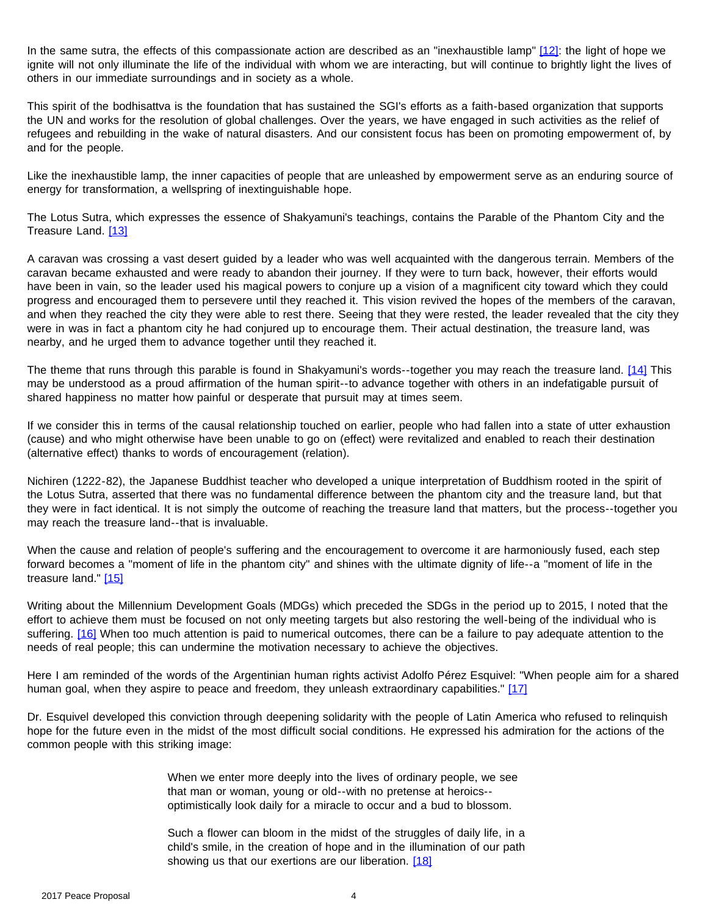In the same sutra, the effects of this compassionate action are described as an "inexhaustible lamp" [12]: the light of hope we ignite will not only illuminate the life of the individual with whom we are interacting, but will continue to brightly light the lives of others in our immediate surroundings and in society as a whole.

This spirit of the bodhisattva is the foundation that has sustained the SGI's efforts as a faith-based organization that supports the UN and works for the resolution of global challenges. Over the years, we have engaged in such activities as the relief of refugees and rebuilding in the wake of natural disasters. And our consistent focus has been on promoting empowerment of, by and for the people.

Like the inexhaustible lamp, the inner capacities of people that are unleashed by empowerment serve as an enduring source of energy for transformation, a wellspring of inextinguishable hope.

The Lotus Sutra, which expresses the essence of Shakyamuni's teachings, contains the Parable of the Phantom City and the Treasure Land. [13]

A caravan was crossing a vast desert guided by a leader who was well acquainted with the dangerous terrain. Members of the caravan became exhausted and were ready to abandon their journey. If they were to turn back, however, their efforts would have been in vain, so the leader used his magical powers to conjure up a vision of a magnificent city toward which they could progress and encouraged them to persevere until they reached it. This vision revived the hopes of the members of the caravan, and when they reached the city they were able to rest there. Seeing that they were rested, the leader revealed that the city they were in was in fact a phantom city he had conjured up to encourage them. Their actual destination, the treasure land, was nearby, and he urged them to advance together until they reached it.

The theme that runs through this parable is found in Shakyamuni's words--together you may reach the treasure land. [14] This may be understood as a proud affirmation of the human spirit--to advance together with others in an indefatigable pursuit of shared happiness no matter how painful or desperate that pursuit may at times seem.

If we consider this in terms of the causal relationship touched on earlier, people who had fallen into a state of utter exhaustion (cause) and who might otherwise have been unable to go on (effect) were revitalized and enabled to reach their destination (alternative effect) thanks to words of encouragement (relation).

Nichiren (1222-82), the Japanese Buddhist teacher who developed a unique interpretation of Buddhism rooted in the spirit of the Lotus Sutra, asserted that there was no fundamental difference between the phantom city and the treasure land, but that they were in fact identical. It is not simply the outcome of reaching the treasure land that matters, but the process--together you may reach the treasure land--that is invaluable.

When the cause and relation of people's suffering and the encouragement to overcome it are harmoniously fused, each step forward becomes a "moment of life in the phantom city" and shines with the ultimate dignity of life--a "moment of life in the treasure land." [15]

Writing about the Millennium Development Goals (MDGs) which preceded the SDGs in the period up to 2015, I noted that the effort to achieve them must be focused on not only meeting targets but also restoring the well-being of the individual who is suffering. [16] When too much attention is paid to numerical outcomes, there can be a failure to pay adequate attention to the needs of real people; this can undermine the motivation necessary to achieve the objectives.

Here I am reminded of the words of the Argentinian human rights activist Adolfo Pérez Esquivel: "When people aim for a shared human goal, when they aspire to peace and freedom, they unleash extraordinary capabilities." [17]

Dr. Esquivel developed this conviction through deepening solidarity with the people of Latin America who refused to relinquish hope for the future even in the midst of the most difficult social conditions. He expressed his admiration for the actions of the common people with this striking image:

> When we enter more deeply into the lives of ordinary people, we see that man or woman, young or old--with no pretense at heroics--optimistically look daily for a miracle to occur and a bud to blossom.
>
> Such a flower can bloom in the midst of the struggles of daily life, in a child's smile, in the creation of hope and in the illumination of our path showing us that our exertions are our liberation. [18]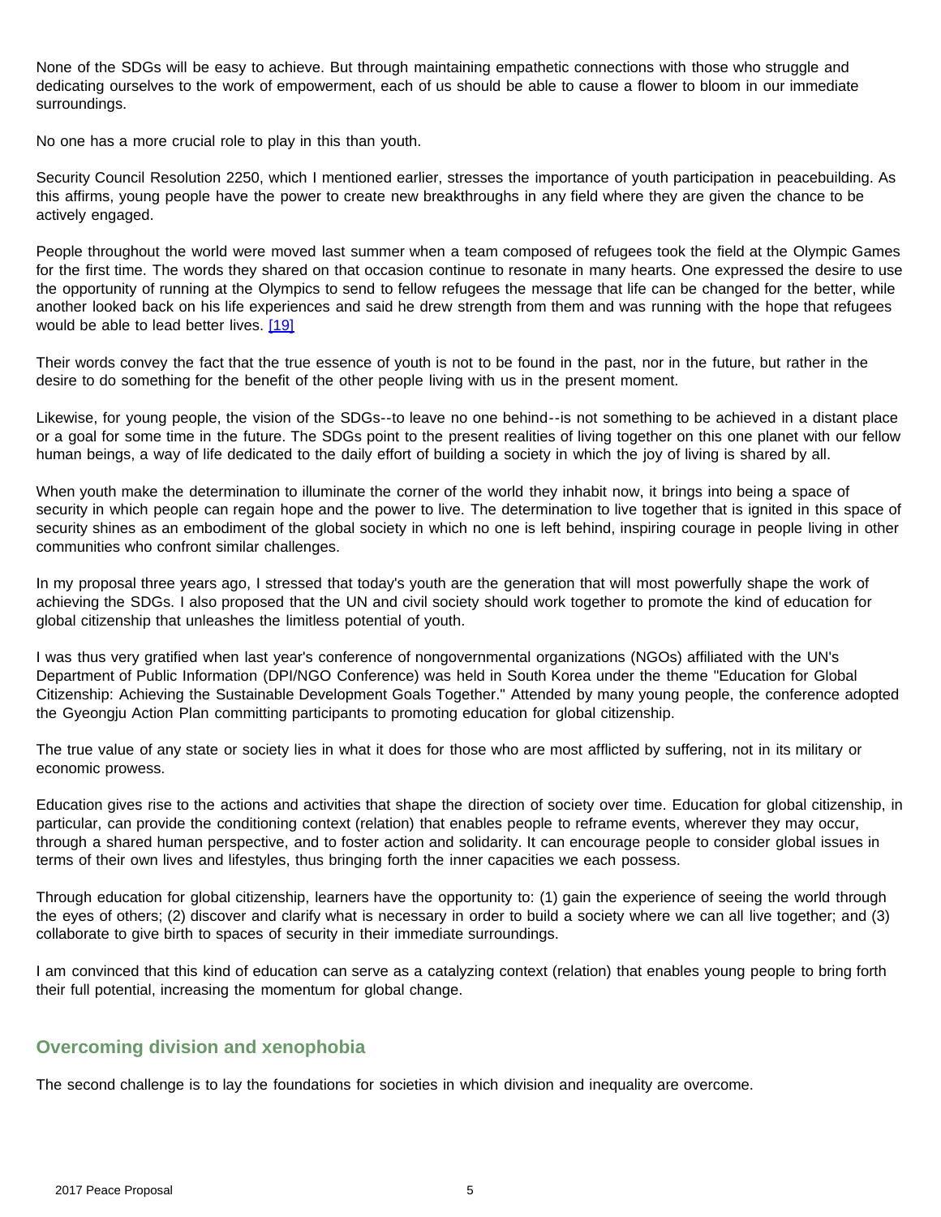None of the SDGs will be easy to achieve. But through maintaining empathetic connections with those who struggle and dedicating ourselves to the work of empowerment, each of us should be able to cause a flower to bloom in our immediate surroundings.

No one has a more crucial role to play in this than youth.

Security Council Resolution 2250, which I mentioned earlier, stresses the importance of youth participation in peacebuilding. As this affirms, young people have the power to create new breakthroughs in any field where they are given the chance to be actively engaged.

People throughout the world were moved last summer when a team composed of refugees took the field at the Olympic Games for the first time. The words they shared on that occasion continue to resonate in many hearts. One expressed the desire to use the opportunity of running at the Olympics to send to fellow refugees the message that life can be changed for the better, while another looked back on his life experiences and said he drew strength from them and was running with the hope that refugees would be able to lead better lives. [19]

Their words convey the fact that the true essence of youth is not to be found in the past, nor in the future, but rather in the desire to do something for the benefit of the other people living with us in the present moment.

Likewise, for young people, the vision of the SDGs--to leave no one behind--is not something to be achieved in a distant place or a goal for some time in the future. The SDGs point to the present realities of living together on this one planet with our fellow human beings, a way of life dedicated to the daily effort of building a society in which the joy of living is shared by all.

When youth make the determination to illuminate the corner of the world they inhabit now, it brings into being a space of security in which people can regain hope and the power to live. The determination to live together that is ignited in this space of security shines as an embodiment of the global society in which no one is left behind, inspiring courage in people living in other communities who confront similar challenges.

In my proposal three years ago, I stressed that today's youth are the generation that will most powerfully shape the work of achieving the SDGs. I also proposed that the UN and civil society should work together to promote the kind of education for global citizenship that unleashes the limitless potential of youth.

I was thus very gratified when last year's conference of nongovernmental organizations (NGOs) affiliated with the UN's Department of Public Information (DPI/NGO Conference) was held in South Korea under the theme "Education for Global Citizenship: Achieving the Sustainable Development Goals Together." Attended by many young people, the conference adopted the Gyeongju Action Plan committing participants to promoting education for global citizenship.

The true value of any state or society lies in what it does for those who are most afflicted by suffering, not in its military or economic prowess.

Education gives rise to the actions and activities that shape the direction of society over time. Education for global citizenship, in particular, can provide the conditioning context (relation) that enables people to reframe events, wherever they may occur, through a shared human perspective, and to foster action and solidarity. It can encourage people to consider global issues in terms of their own lives and lifestyles, thus bringing forth the inner capacities we each possess.

Through education for global citizenship, learners have the opportunity to: (1) gain the experience of seeing the world through the eyes of others; (2) discover and clarify what is necessary in order to build a society where we can all live together; and (3) collaborate to give birth to spaces of security in their immediate surroundings.

I am convinced that this kind of education can serve as a catalyzing context (relation) that enables young people to bring forth their full potential, increasing the momentum for global change.

## Overcoming division and xenophobia

The second challenge is to lay the foundations for societies in which division and inequality are overcome.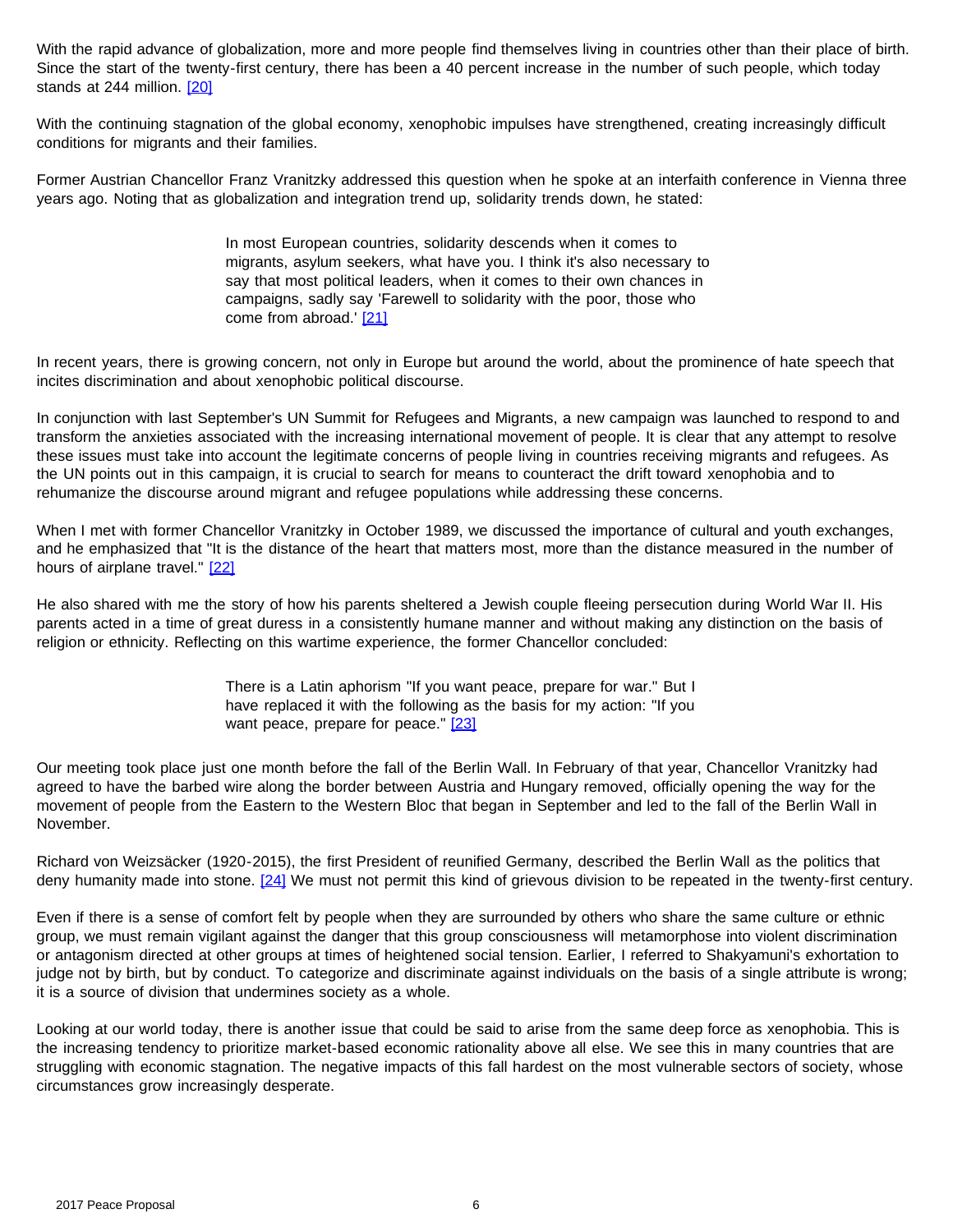With the rapid advance of globalization, more and more people find themselves living in countries other than their place of birth. Since the start of the twenty-first century, there has been a 40 percent increase in the number of such people, which today stands at 244 million. [20]

With the continuing stagnation of the global economy, xenophobic impulses have strengthened, creating increasingly difficult conditions for migrants and their families.

Former Austrian Chancellor Franz Vranitzky addressed this question when he spoke at an interfaith conference in Vienna three years ago. Noting that as globalization and integration trend up, solidarity trends down, he stated:

> In most European countries, solidarity descends when it comes to migrants, asylum seekers, what have you. I think it's also necessary to say that most political leaders, when it comes to their own chances in campaigns, sadly say 'Farewell to solidarity with the poor, those who come from abroad.' [21]

In recent years, there is growing concern, not only in Europe but around the world, about the prominence of hate speech that incites discrimination and about xenophobic political discourse.

In conjunction with last September's UN Summit for Refugees and Migrants, a new campaign was launched to respond to and transform the anxieties associated with the increasing international movement of people. It is clear that any attempt to resolve these issues must take into account the legitimate concerns of people living in countries receiving migrants and refugees. As the UN points out in this campaign, it is crucial to search for means to counteract the drift toward xenophobia and to rehumanize the discourse around migrant and refugee populations while addressing these concerns.

When I met with former Chancellor Vranitzky in October 1989, we discussed the importance of cultural and youth exchanges, and he emphasized that "It is the distance of the heart that matters most, more than the distance measured in the number of hours of airplane travel." [22]

He also shared with me the story of how his parents sheltered a Jewish couple fleeing persecution during World War II. His parents acted in a time of great duress in a consistently humane manner and without making any distinction on the basis of religion or ethnicity. Reflecting on this wartime experience, the former Chancellor concluded:

> There is a Latin aphorism "If you want peace, prepare for war." But I have replaced it with the following as the basis for my action: "If you want peace, prepare for peace." [23]

Our meeting took place just one month before the fall of the Berlin Wall. In February of that year, Chancellor Vranitzky had agreed to have the barbed wire along the border between Austria and Hungary removed, officially opening the way for the movement of people from the Eastern to the Western Bloc that began in September and led to the fall of the Berlin Wall in November.

Richard von Weizsäcker (1920-2015), the first President of reunified Germany, described the Berlin Wall as the politics that deny humanity made into stone. [24] We must not permit this kind of grievous division to be repeated in the twenty-first century.

Even if there is a sense of comfort felt by people when they are surrounded by others who share the same culture or ethnic group, we must remain vigilant against the danger that this group consciousness will metamorphose into violent discrimination or antagonism directed at other groups at times of heightened social tension. Earlier, I referred to Shakyamuni's exhortation to judge not by birth, but by conduct. To categorize and discriminate against individuals on the basis of a single attribute is wrong; it is a source of division that undermines society as a whole.

Looking at our world today, there is another issue that could be said to arise from the same deep force as xenophobia. This is the increasing tendency to prioritize market-based economic rationality above all else. We see this in many countries that are struggling with economic stagnation. The negative impacts of this fall hardest on the most vulnerable sectors of society, whose circumstances grow increasingly desperate.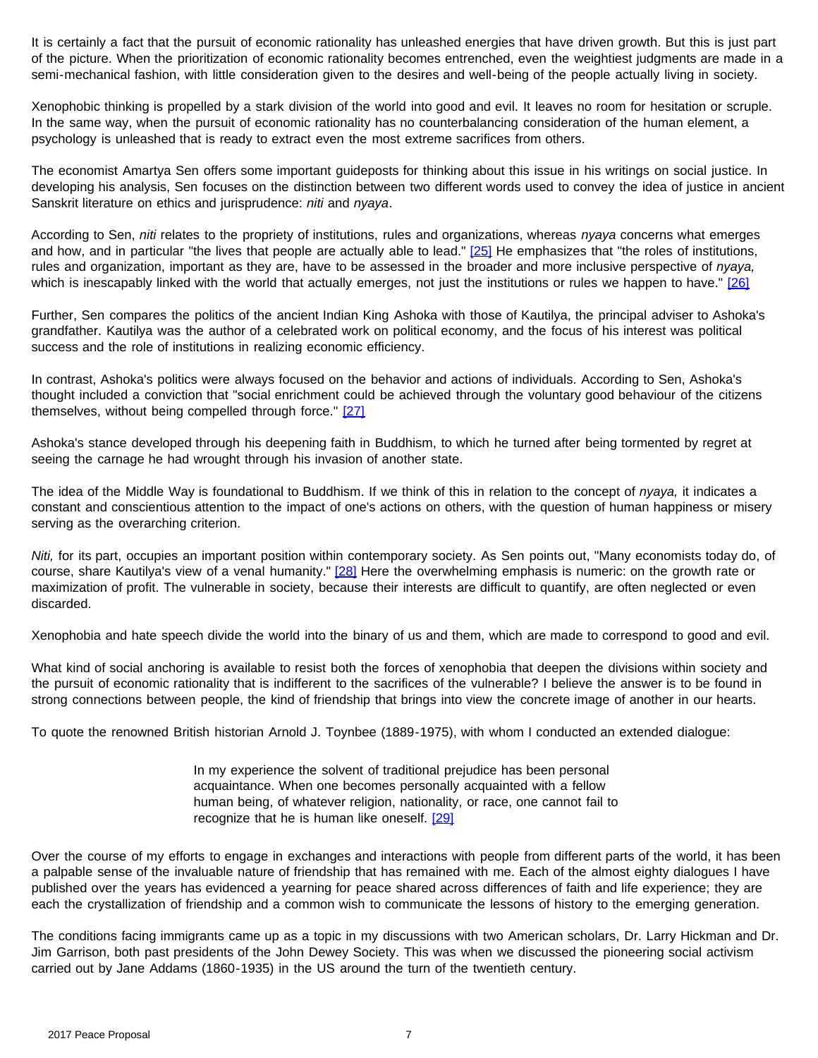It is certainly a fact that the pursuit of economic rationality has unleashed energies that have driven growth. But this is just part of the picture. When the prioritization of economic rationality becomes entrenched, even the weightiest judgments are made in a semi-mechanical fashion, with little consideration given to the desires and well-being of the people actually living in society.

Xenophobic thinking is propelled by a stark division of the world into good and evil. It leaves no room for hesitation or scruple. In the same way, when the pursuit of economic rationality has no counterbalancing consideration of the human element, a psychology is unleashed that is ready to extract even the most extreme sacrifices from others.

The economist Amartya Sen offers some important guideposts for thinking about this issue in his writings on social justice. In developing his analysis, Sen focuses on the distinction between two different words used to convey the idea of justice in ancient Sanskrit literature on ethics and jurisprudence: *niti* and *nyaya*.

According to Sen, *niti* relates to the propriety of institutions, rules and organizations, whereas *nyaya* concerns what emerges and how, and in particular "the lives that people are actually able to lead." [25] He emphasizes that "the roles of institutions, rules and organization, important as they are, have to be assessed in the broader and more inclusive perspective of *nyaya,* which is inescapably linked with the world that actually emerges, not just the institutions or rules we happen to have." [26]

Further, Sen compares the politics of the ancient Indian King Ashoka with those of Kautilya, the principal adviser to Ashoka's grandfather. Kautilya was the author of a celebrated work on political economy, and the focus of his interest was political success and the role of institutions in realizing economic efficiency.

In contrast, Ashoka's politics were always focused on the behavior and actions of individuals. According to Sen, Ashoka's thought included a conviction that "social enrichment could be achieved through the voluntary good behaviour of the citizens themselves, without being compelled through force." [27]

Ashoka's stance developed through his deepening faith in Buddhism, to which he turned after being tormented by regret at seeing the carnage he had wrought through his invasion of another state.

The idea of the Middle Way is foundational to Buddhism. If we think of this in relation to the concept of *nyaya,* it indicates a constant and conscientious attention to the impact of one's actions on others, with the question of human happiness or misery serving as the overarching criterion.

*Niti,* for its part, occupies an important position within contemporary society. As Sen points out, "Many economists today do, of course, share Kautilya's view of a venal humanity." [28] Here the overwhelming emphasis is numeric: on the growth rate or maximization of profit. The vulnerable in society, because their interests are difficult to quantify, are often neglected or even discarded.

Xenophobia and hate speech divide the world into the binary of us and them, which are made to correspond to good and evil.

What kind of social anchoring is available to resist both the forces of xenophobia that deepen the divisions within society and the pursuit of economic rationality that is indifferent to the sacrifices of the vulnerable? I believe the answer is to be found in strong connections between people, the kind of friendship that brings into view the concrete image of another in our hearts.

To quote the renowned British historian Arnold J. Toynbee (1889-1975), with whom I conducted an extended dialogue:

> In my experience the solvent of traditional prejudice has been personal acquaintance. When one becomes personally acquainted with a fellow human being, of whatever religion, nationality, or race, one cannot fail to recognize that he is human like oneself. [29]

Over the course of my efforts to engage in exchanges and interactions with people from different parts of the world, it has been a palpable sense of the invaluable nature of friendship that has remained with me. Each of the almost eighty dialogues I have published over the years has evidenced a yearning for peace shared across differences of faith and life experience; they are each the crystallization of friendship and a common wish to communicate the lessons of history to the emerging generation.

The conditions facing immigrants came up as a topic in my discussions with two American scholars, Dr. Larry Hickman and Dr. Jim Garrison, both past presidents of the John Dewey Society. This was when we discussed the pioneering social activism carried out by Jane Addams (1860-1935) in the US around the turn of the twentieth century.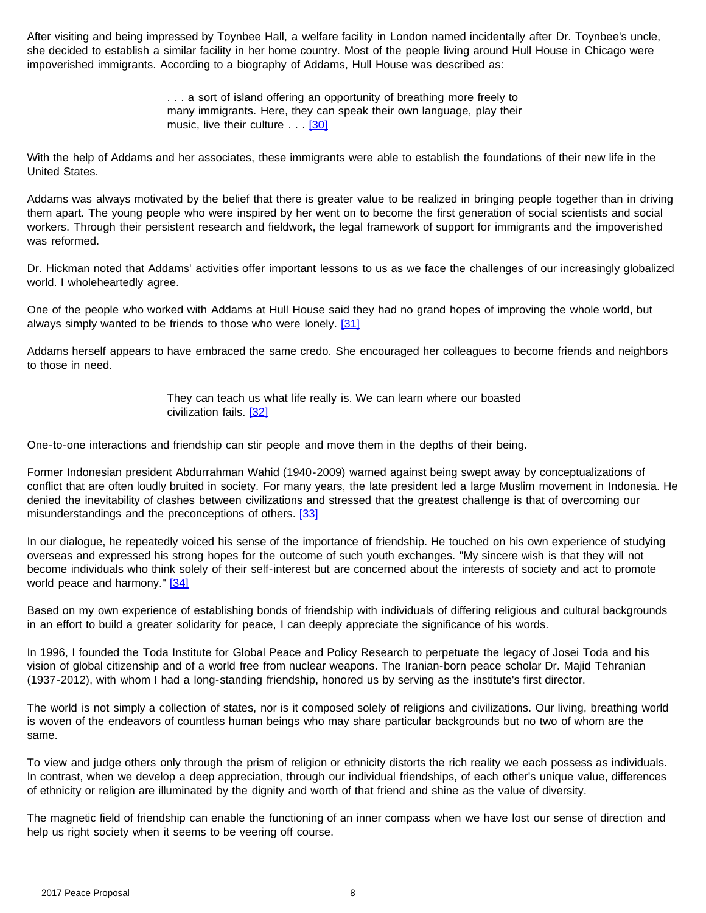After visiting and being impressed by Toynbee Hall, a welfare facility in London named incidentally after Dr. Toynbee's uncle, she decided to establish a similar facility in her home country. Most of the people living around Hull House in Chicago were impoverished immigrants. According to a biography of Addams, Hull House was described as:

> . . . a sort of island offering an opportunity of breathing more freely to many immigrants. Here, they can speak their own language, play their music, live their culture . . . [30]

With the help of Addams and her associates, these immigrants were able to establish the foundations of their new life in the United States.

Addams was always motivated by the belief that there is greater value to be realized in bringing people together than in driving them apart. The young people who were inspired by her went on to become the first generation of social scientists and social workers. Through their persistent research and fieldwork, the legal framework of support for immigrants and the impoverished was reformed.

Dr. Hickman noted that Addams' activities offer important lessons to us as we face the challenges of our increasingly globalized world. I wholeheartedly agree.

One of the people who worked with Addams at Hull House said they had no grand hopes of improving the whole world, but always simply wanted to be friends to those who were lonely. [31]

Addams herself appears to have embraced the same credo. She encouraged her colleagues to become friends and neighbors to those in need.

> They can teach us what life really is. We can learn where our boasted civilization fails. [32]

One-to-one interactions and friendship can stir people and move them in the depths of their being.

Former Indonesian president Abdurrahman Wahid (1940-2009) warned against being swept away by conceptualizations of conflict that are often loudly bruited in society. For many years, the late president led a large Muslim movement in Indonesia. He denied the inevitability of clashes between civilizations and stressed that the greatest challenge is that of overcoming our misunderstandings and the preconceptions of others. [33]

In our dialogue, he repeatedly voiced his sense of the importance of friendship. He touched on his own experience of studying overseas and expressed his strong hopes for the outcome of such youth exchanges. "My sincere wish is that they will not become individuals who think solely of their self-interest but are concerned about the interests of society and act to promote world peace and harmony." [34]

Based on my own experience of establishing bonds of friendship with individuals of differing religious and cultural backgrounds in an effort to build a greater solidarity for peace, I can deeply appreciate the significance of his words.

In 1996, I founded the Toda Institute for Global Peace and Policy Research to perpetuate the legacy of Josei Toda and his vision of global citizenship and of a world free from nuclear weapons. The Iranian-born peace scholar Dr. Majid Tehranian (1937-2012), with whom I had a long-standing friendship, honored us by serving as the institute's first director.

The world is not simply a collection of states, nor is it composed solely of religions and civilizations. Our living, breathing world is woven of the endeavors of countless human beings who may share particular backgrounds but no two of whom are the same.

To view and judge others only through the prism of religion or ethnicity distorts the rich reality we each possess as individuals. In contrast, when we develop a deep appreciation, through our individual friendships, of each other's unique value, differences of ethnicity or religion are illuminated by the dignity and worth of that friend and shine as the value of diversity.

The magnetic field of friendship can enable the functioning of an inner compass when we have lost our sense of direction and help us right society when it seems to be veering off course.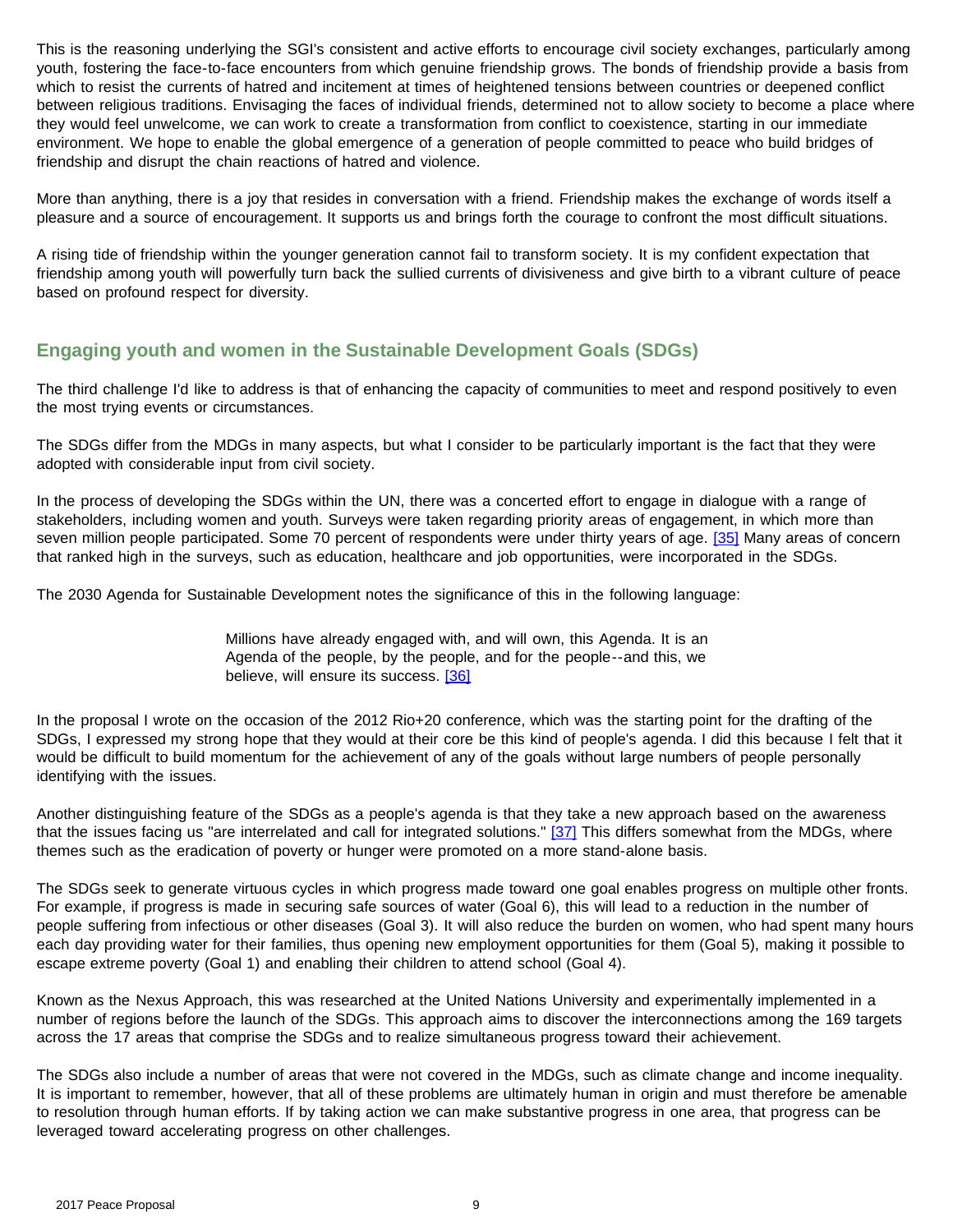This is the reasoning underlying the SGI's consistent and active efforts to encourage civil society exchanges, particularly among youth, fostering the face-to-face encounters from which genuine friendship grows. The bonds of friendship provide a basis from which to resist the currents of hatred and incitement at times of heightened tensions between countries or deepened conflict between religious traditions. Envisaging the faces of individual friends, determined not to allow society to become a place where they would feel unwelcome, we can work to create a transformation from conflict to coexistence, starting in our immediate environment. We hope to enable the global emergence of a generation of people committed to peace who build bridges of friendship and disrupt the chain reactions of hatred and violence.

More than anything, there is a joy that resides in conversation with a friend. Friendship makes the exchange of words itself a pleasure and a source of encouragement. It supports us and brings forth the courage to confront the most difficult situations.

A rising tide of friendship within the younger generation cannot fail to transform society. It is my confident expectation that friendship among youth will powerfully turn back the sullied currents of divisiveness and give birth to a vibrant culture of peace based on profound respect for diversity.

## Engaging youth and women in the Sustainable Development Goals (SDGs)

The third challenge I'd like to address is that of enhancing the capacity of communities to meet and respond positively to even the most trying events or circumstances.

The SDGs differ from the MDGs in many aspects, but what I consider to be particularly important is the fact that they were adopted with considerable input from civil society.

In the process of developing the SDGs within the UN, there was a concerted effort to engage in dialogue with a range of stakeholders, including women and youth. Surveys were taken regarding priority areas of engagement, in which more than seven million people participated. Some 70 percent of respondents were under thirty years of age. [35] Many areas of concern that ranked high in the surveys, such as education, healthcare and job opportunities, were incorporated in the SDGs.

The 2030 Agenda for Sustainable Development notes the significance of this in the following language:

> Millions have already engaged with, and will own, this Agenda. It is an Agenda of the people, by the people, and for the people--and this, we believe, will ensure its success. [36]

In the proposal I wrote on the occasion of the 2012 Rio+20 conference, which was the starting point for the drafting of the SDGs, I expressed my strong hope that they would at their core be this kind of people's agenda. I did this because I felt that it would be difficult to build momentum for the achievement of any of the goals without large numbers of people personally identifying with the issues.

Another distinguishing feature of the SDGs as a people's agenda is that they take a new approach based on the awareness that the issues facing us "are interrelated and call for integrated solutions." [37] This differs somewhat from the MDGs, where themes such as the eradication of poverty or hunger were promoted on a more stand-alone basis.

The SDGs seek to generate virtuous cycles in which progress made toward one goal enables progress on multiple other fronts. For example, if progress is made in securing safe sources of water (Goal 6), this will lead to a reduction in the number of people suffering from infectious or other diseases (Goal 3). It will also reduce the burden on women, who had spent many hours each day providing water for their families, thus opening new employment opportunities for them (Goal 5), making it possible to escape extreme poverty (Goal 1) and enabling their children to attend school (Goal 4).

Known as the Nexus Approach, this was researched at the United Nations University and experimentally implemented in a number of regions before the launch of the SDGs. This approach aims to discover the interconnections among the 169 targets across the 17 areas that comprise the SDGs and to realize simultaneous progress toward their achievement.

The SDGs also include a number of areas that were not covered in the MDGs, such as climate change and income inequality. It is important to remember, however, that all of these problems are ultimately human in origin and must therefore be amenable to resolution through human efforts. If by taking action we can make substantive progress in one area, that progress can be leveraged toward accelerating progress on other challenges.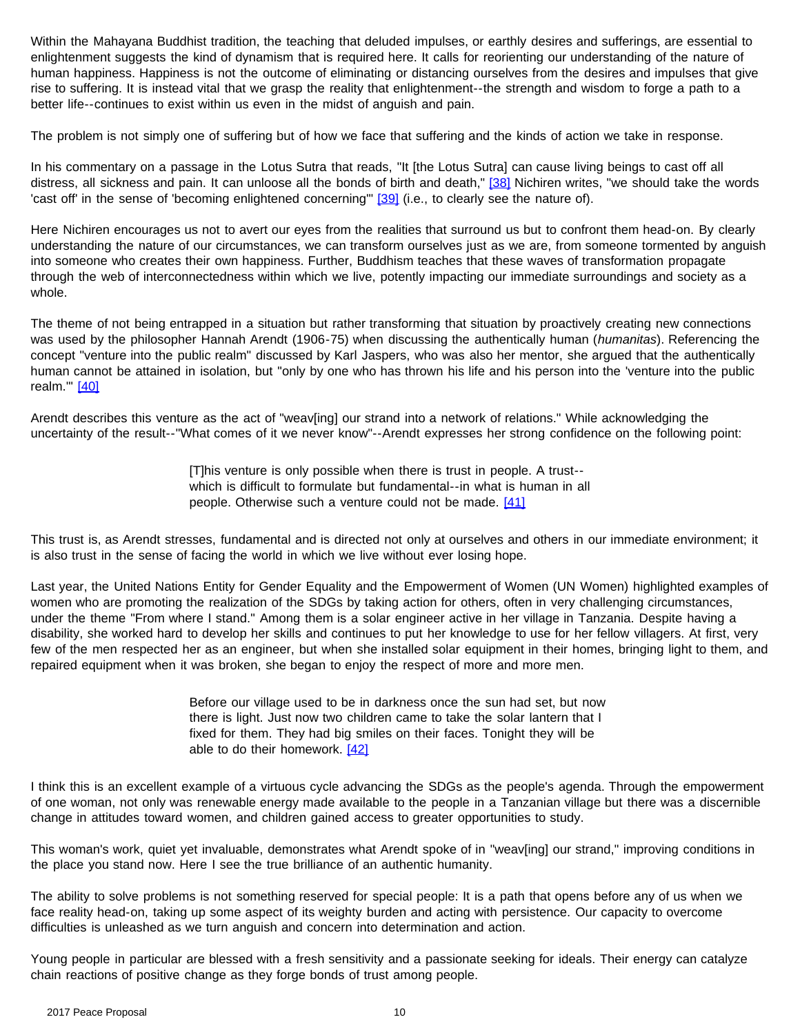Within the Mahayana Buddhist tradition, the teaching that deluded impulses, or earthly desires and sufferings, are essential to enlightenment suggests the kind of dynamism that is required here. It calls for reorienting our understanding of the nature of human happiness. Happiness is not the outcome of eliminating or distancing ourselves from the desires and impulses that give rise to suffering. It is instead vital that we grasp the reality that enlightenment--the strength and wisdom to forge a path to a better life--continues to exist within us even in the midst of anguish and pain.

The problem is not simply one of suffering but of how we face that suffering and the kinds of action we take in response.

In his commentary on a passage in the Lotus Sutra that reads, "It [the Lotus Sutra] can cause living beings to cast off all distress, all sickness and pain. It can unloose all the bonds of birth and death," [38] Nichiren writes, "we should take the words 'cast off' in the sense of 'becoming enlightened concerning'" [39] (i.e., to clearly see the nature of).

Here Nichiren encourages us not to avert our eyes from the realities that surround us but to confront them head-on. By clearly understanding the nature of our circumstances, we can transform ourselves just as we are, from someone tormented by anguish into someone who creates their own happiness. Further, Buddhism teaches that these waves of transformation propagate through the web of interconnectedness within which we live, potently impacting our immediate surroundings and society as a whole.

The theme of not being entrapped in a situation but rather transforming that situation by proactively creating new connections was used by the philosopher Hannah Arendt (1906-75) when discussing the authentically human (*humanitas*). Referencing the concept "venture into the public realm" discussed by Karl Jaspers, who was also her mentor, she argued that the authentically human cannot be attained in isolation, but "only by one who has thrown his life and his person into the 'venture into the public realm.'" [40]

Arendt describes this venture as the act of "weav[ing] our strand into a network of relations." While acknowledging the uncertainty of the result--"What comes of it we never know"--Arendt expresses her strong confidence on the following point:

> [T]his venture is only possible when there is trust in people. A trust--which is difficult to formulate but fundamental--in what is human in all people. Otherwise such a venture could not be made. [41]

This trust is, as Arendt stresses, fundamental and is directed not only at ourselves and others in our immediate environment; it is also trust in the sense of facing the world in which we live without ever losing hope.

Last year, the United Nations Entity for Gender Equality and the Empowerment of Women (UN Women) highlighted examples of women who are promoting the realization of the SDGs by taking action for others, often in very challenging circumstances, under the theme "From where I stand." Among them is a solar engineer active in her village in Tanzania. Despite having a disability, she worked hard to develop her skills and continues to put her knowledge to use for her fellow villagers. At first, very few of the men respected her as an engineer, but when she installed solar equipment in their homes, bringing light to them, and repaired equipment when it was broken, she began to enjoy the respect of more and more men.

> Before our village used to be in darkness once the sun had set, but now there is light. Just now two children came to take the solar lantern that I fixed for them. They had big smiles on their faces. Tonight they will be able to do their homework. [42]

I think this is an excellent example of a virtuous cycle advancing the SDGs as the people's agenda. Through the empowerment of one woman, not only was renewable energy made available to the people in a Tanzanian village but there was a discernible change in attitudes toward women, and children gained access to greater opportunities to study.

This woman's work, quiet yet invaluable, demonstrates what Arendt spoke of in "weav[ing] our strand," improving conditions in the place you stand now. Here I see the true brilliance of an authentic humanity.

The ability to solve problems is not something reserved for special people: It is a path that opens before any of us when we face reality head-on, taking up some aspect of its weighty burden and acting with persistence. Our capacity to overcome difficulties is unleashed as we turn anguish and concern into determination and action.

Young people in particular are blessed with a fresh sensitivity and a passionate seeking for ideals. Their energy can catalyze chain reactions of positive change as they forge bonds of trust among people.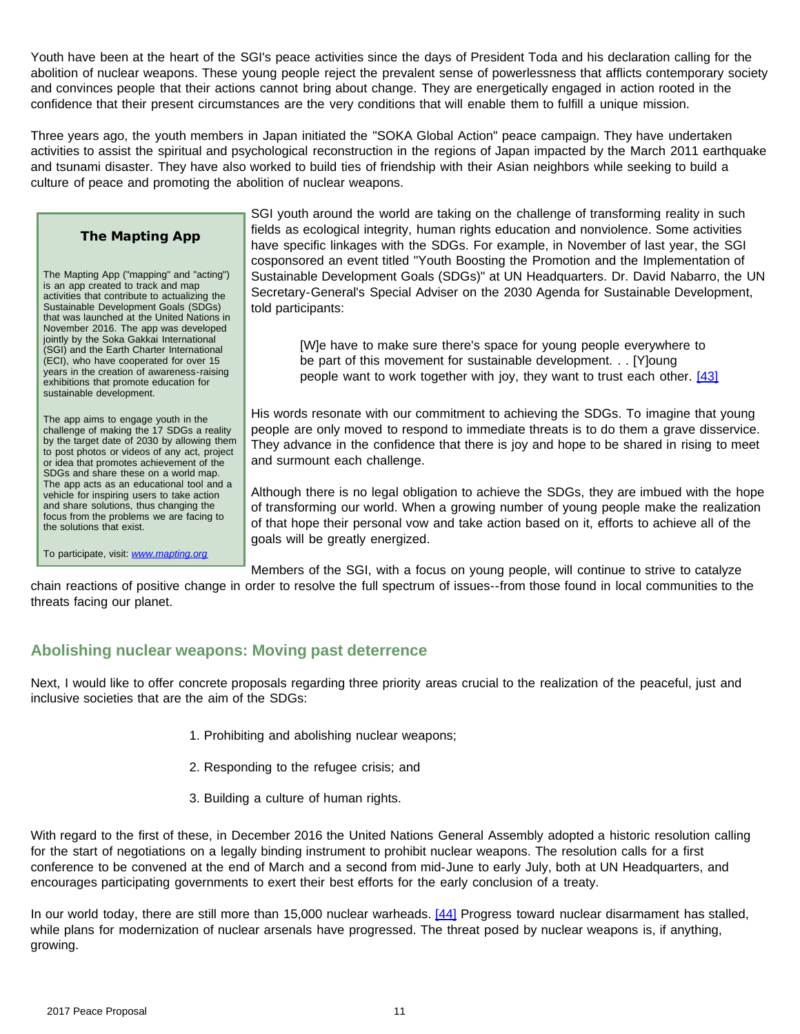Youth have been at the heart of the SGI's peace activities since the days of President Toda and his declaration calling for the abolition of nuclear weapons. These young people reject the prevalent sense of powerlessness that afflicts contemporary society and convinces people that their actions cannot bring about change. They are energetically engaged in action rooted in the confidence that their present circumstances are the very conditions that will enable them to fulfill a unique mission.

Three years ago, the youth members in Japan initiated the "SOKA Global Action" peace campaign. They have undertaken activities to assist the spiritual and psychological reconstruction in the regions of Japan impacted by the March 2011 earthquake and tsunami disaster. They have also worked to build ties of friendship with their Asian neighbors while seeking to build a culture of peace and promoting the abolition of nuclear weapons.

SGI youth around the world are taking on the challenge of transforming reality in such fields as ecological integrity, human rights education and nonviolence. Some activities have specific linkages with the SDGs. For example, in November of last year, the SGI cosponsored an event titled "Youth Boosting the Promotion and the Implementation of Sustainable Development Goals (SDGs)" at UN Headquarters. Dr. David Nabarro, the UN Secretary-General's Special Adviser on the 2030 Agenda for Sustainable Development, told participants:

> [W]e have to make sure there's space for young people everywhere to be part of this movement for sustainable development. . . [Y]oung people want to work together with joy, they want to trust each other. [43]

His words resonate with our commitment to achieving the SDGs. To imagine that young people are only moved to respond to immediate threats is to do them a grave disservice. They advance in the confidence that there is joy and hope to be shared in rising to meet and surmount each challenge.

Although there is no legal obligation to achieve the SDGs, they are imbued with the hope of transforming our world. When a growing number of young people make the realization of that hope their personal vow and take action based on it, efforts to achieve all of the goals will be greatly energized.

Members of the SGI, with a focus on young people, will continue to strive to catalyze chain reactions of positive change in order to resolve the full spectrum of issues--from those found in local communities to the threats facing our planet.

> **The Mapting App**
>
> The Mapting App ("mapping" and "acting") is an app created to track and map activities that contribute to actualizing the Sustainable Development Goals (SDGs) that was launched at the United Nations in November 2016. The app was developed jointly by the Soka Gakkai International (SGI) and the Earth Charter International (ECI), who have cooperated for over 15 years in the creation of awareness-raising exhibitions that promote education for sustainable development.
>
> The app aims to engage youth in the challenge of making the 17 SDGs a reality by the target date of 2030 by allowing them to post photos or videos of any act, project or idea that promotes achievement of the SDGs and share these on a world map. The app acts as an educational tool and a vehicle for inspiring users to take action and share solutions, thus changing the focus from the problems we are facing to the solutions that exist.
>
> To participate, visit: *www.mapting.org*

## Abolishing nuclear weapons: Moving past deterrence

Next, I would like to offer concrete proposals regarding three priority areas crucial to the realization of the peaceful, just and inclusive societies that are the aim of the SDGs:

1. Prohibiting and abolishing nuclear weapons;
2. Responding to the refugee crisis; and
3. Building a culture of human rights.

With regard to the first of these, in December 2016 the United Nations General Assembly adopted a historic resolution calling for the start of negotiations on a legally binding instrument to prohibit nuclear weapons. The resolution calls for a first conference to be convened at the end of March and a second from mid-June to early July, both at UN Headquarters, and encourages participating governments to exert their best efforts for the early conclusion of a treaty.

In our world today, there are still more than 15,000 nuclear warheads. [44] Progress toward nuclear disarmament has stalled, while plans for modernization of nuclear arsenals have progressed. The threat posed by nuclear weapons is, if anything, growing.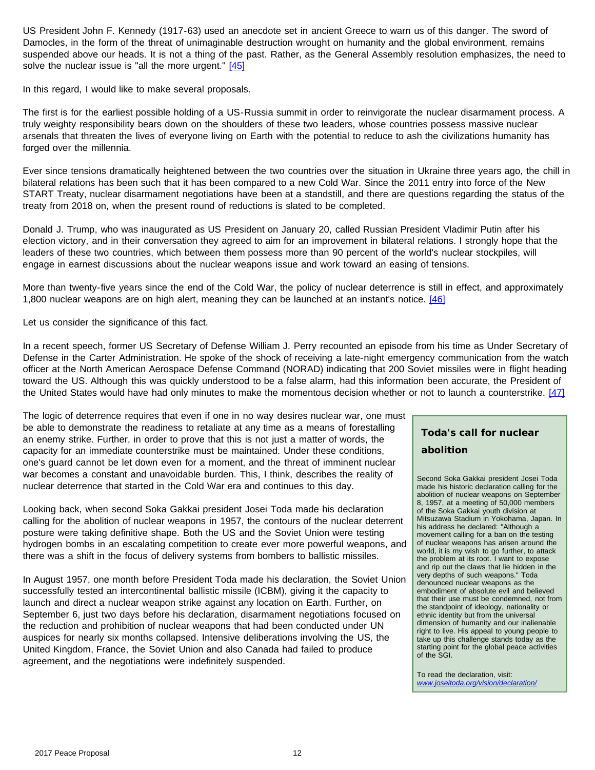US President John F. Kennedy (1917-63) used an anecdote set in ancient Greece to warn us of this danger. The sword of Damocles, in the form of the threat of unimaginable destruction wrought on humanity and the global environment, remains suspended above our heads. It is not a thing of the past. Rather, as the General Assembly resolution emphasizes, the need to solve the nuclear issue is "all the more urgent." [45]

In this regard, I would like to make several proposals.

The first is for the earliest possible holding of a US-Russia summit in order to reinvigorate the nuclear disarmament process. A truly weighty responsibility bears down on the shoulders of these two leaders, whose countries possess massive nuclear arsenals that threaten the lives of everyone living on Earth with the potential to reduce to ash the civilizations humanity has forged over the millennia.

Ever since tensions dramatically heightened between the two countries over the situation in Ukraine three years ago, the chill in bilateral relations has been such that it has been compared to a new Cold War. Since the 2011 entry into force of the New START Treaty, nuclear disarmament negotiations have been at a standstill, and there are questions regarding the status of the treaty from 2018 on, when the present round of reductions is slated to be completed.

Donald J. Trump, who was inaugurated as US President on January 20, called Russian President Vladimir Putin after his election victory, and in their conversation they agreed to aim for an improvement in bilateral relations. I strongly hope that the leaders of these two countries, which between them possess more than 90 percent of the world's nuclear stockpiles, will engage in earnest discussions about the nuclear weapons issue and work toward an easing of tensions.

More than twenty-five years since the end of the Cold War, the policy of nuclear deterrence is still in effect, and approximately 1,800 nuclear weapons are on high alert, meaning they can be launched at an instant's notice. [46]

Let us consider the significance of this fact.

In a recent speech, former US Secretary of Defense William J. Perry recounted an episode from his time as Under Secretary of Defense in the Carter Administration. He spoke of the shock of receiving a late-night emergency communication from the watch officer at the North American Aerospace Defense Command (NORAD) indicating that 200 Soviet missiles were in flight heading toward the US. Although this was quickly understood to be a false alarm, had this information been accurate, the President of the United States would have had only minutes to make the momentous decision whether or not to launch a counterstrike. [47]

The logic of deterrence requires that even if one in no way desires nuclear war, one must be able to demonstrate the readiness to retaliate at any time as a means of forestalling an enemy strike. Further, in order to prove that this is not just a matter of words, the capacity for an immediate counterstrike must be maintained. Under these conditions, one's guard cannot be let down even for a moment, and the threat of imminent nuclear war becomes a constant and unavoidable burden. This, I think, describes the reality of nuclear deterrence that started in the Cold War era and continues to this day.

Looking back, when second Soka Gakkai president Josei Toda made his declaration calling for the abolition of nuclear weapons in 1957, the contours of the nuclear deterrent posture were taking definitive shape. Both the US and the Soviet Union were testing hydrogen bombs in an escalating competition to create ever more powerful weapons, and there was a shift in the focus of delivery systems from bombers to ballistic missiles.

In August 1957, one month before President Toda made his declaration, the Soviet Union successfully tested an intercontinental ballistic missile (ICBM), giving it the capacity to launch and direct a nuclear weapon strike against any location on Earth. Further, on September 6, just two days before his declaration, disarmament negotiations focused on the reduction and prohibition of nuclear weapons that had been conducted under UN auspices for nearly six months collapsed. Intensive deliberations involving the US, the United Kingdom, France, the Soviet Union and also Canada had failed to produce agreement, and the negotiations were indefinitely suspended.

### Toda's call for nuclear abolition

Second Soka Gakkai president Josei Toda made his historic declaration calling for the abolition of nuclear weapons on September 8, 1957, at a meeting of 50,000 members of the Soka Gakkai youth division at Mitsuzawa Stadium in Yokohama, Japan. In his address he declared: "Although a movement calling for a ban on the testing of nuclear weapons has arisen around the world, it is my wish to go further, to attack the problem at its root. I want to expose and rip out the claws that lie hidden in the very depths of such weapons." Toda denounced nuclear weapons as the embodiment of absolute evil and believed that their use must be condemned, not from the standpoint of ideology, nationality or ethnic identity but from the universal dimension of humanity and our inalienable right to live. His appeal to young people to take up this challenge stands today as the starting point for the global peace activities of the SGI.

To read the declaration, visit: *www.joseitoda.org/vision/declaration/*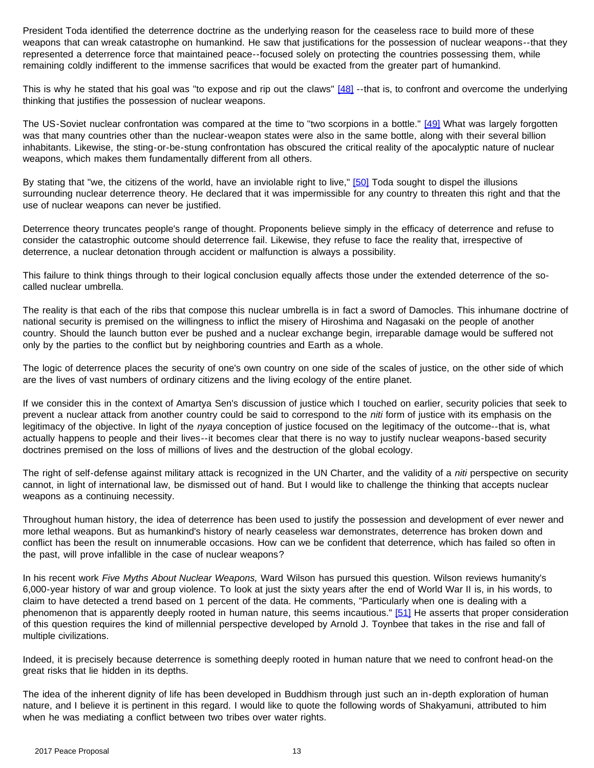President Toda identified the deterrence doctrine as the underlying reason for the ceaseless race to build more of these weapons that can wreak catastrophe on humankind. He saw that justifications for the possession of nuclear weapons--that they represented a deterrence force that maintained peace--focused solely on protecting the countries possessing them, while remaining coldly indifferent to the immense sacrifices that would be exacted from the greater part of humankind.

This is why he stated that his goal was "to expose and rip out the claws" [48] --that is, to confront and overcome the underlying thinking that justifies the possession of nuclear weapons.

The US-Soviet nuclear confrontation was compared at the time to "two scorpions in a bottle." [49] What was largely forgotten was that many countries other than the nuclear-weapon states were also in the same bottle, along with their several billion inhabitants. Likewise, the sting-or-be-stung confrontation has obscured the critical reality of the apocalyptic nature of nuclear weapons, which makes them fundamentally different from all others.

By stating that "we, the citizens of the world, have an inviolable right to live," [50] Toda sought to dispel the illusions surrounding nuclear deterrence theory. He declared that it was impermissible for any country to threaten this right and that the use of nuclear weapons can never be justified.

Deterrence theory truncates people's range of thought. Proponents believe simply in the efficacy of deterrence and refuse to consider the catastrophic outcome should deterrence fail. Likewise, they refuse to face the reality that, irrespective of deterrence, a nuclear detonation through accident or malfunction is always a possibility.

This failure to think things through to their logical conclusion equally affects those under the extended deterrence of the so-called nuclear umbrella.

The reality is that each of the ribs that compose this nuclear umbrella is in fact a sword of Damocles. This inhumane doctrine of national security is premised on the willingness to inflict the misery of Hiroshima and Nagasaki on the people of another country. Should the launch button ever be pushed and a nuclear exchange begin, irreparable damage would be suffered not only by the parties to the conflict but by neighboring countries and Earth as a whole.

The logic of deterrence places the security of one's own country on one side of the scales of justice, on the other side of which are the lives of vast numbers of ordinary citizens and the living ecology of the entire planet.

If we consider this in the context of Amartya Sen's discussion of justice which I touched on earlier, security policies that seek to prevent a nuclear attack from another country could be said to correspond to the *niti* form of justice with its emphasis on the legitimacy of the objective. In light of the *nyaya* conception of justice focused on the legitimacy of the outcome--that is, what actually happens to people and their lives--it becomes clear that there is no way to justify nuclear weapons-based security doctrines premised on the loss of millions of lives and the destruction of the global ecology.

The right of self-defense against military attack is recognized in the UN Charter, and the validity of a *niti* perspective on security cannot, in light of international law, be dismissed out of hand. But I would like to challenge the thinking that accepts nuclear weapons as a continuing necessity.

Throughout human history, the idea of deterrence has been used to justify the possession and development of ever newer and more lethal weapons. But as humankind's history of nearly ceaseless war demonstrates, deterrence has broken down and conflict has been the result on innumerable occasions. How can we be confident that deterrence, which has failed so often in the past, will prove infallible in the case of nuclear weapons?

In his recent work *Five Myths About Nuclear Weapons,* Ward Wilson has pursued this question. Wilson reviews humanity's 6,000-year history of war and group violence. To look at just the sixty years after the end of World War II is, in his words, to claim to have detected a trend based on 1 percent of the data. He comments, "Particularly when one is dealing with a phenomenon that is apparently deeply rooted in human nature, this seems incautious." [51] He asserts that proper consideration of this question requires the kind of millennial perspective developed by Arnold J. Toynbee that takes in the rise and fall of multiple civilizations.

Indeed, it is precisely because deterrence is something deeply rooted in human nature that we need to confront head-on the great risks that lie hidden in its depths.

The idea of the inherent dignity of life has been developed in Buddhism through just such an in-depth exploration of human nature, and I believe it is pertinent in this regard. I would like to quote the following words of Shakyamuni, attributed to him when he was mediating a conflict between two tribes over water rights.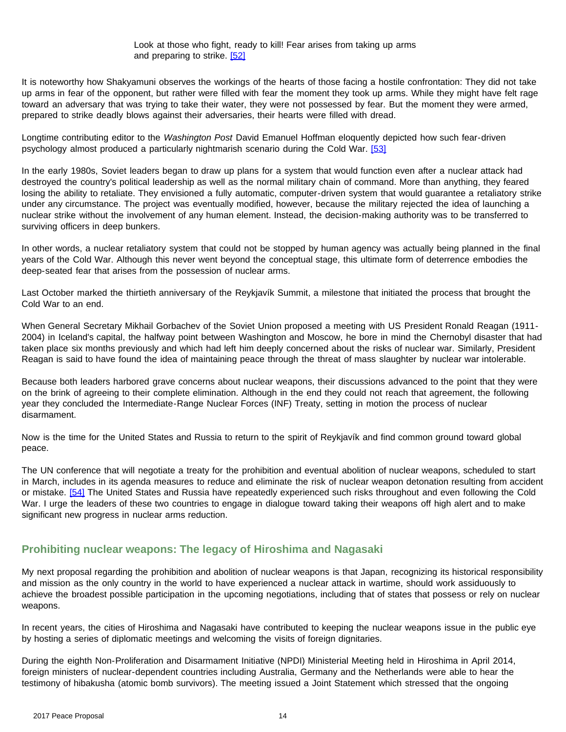> Look at those who fight, ready to kill! Fear arises from taking up arms and preparing to strike. [52]

It is noteworthy how Shakyamuni observes the workings of the hearts of those facing a hostile confrontation: They did not take up arms in fear of the opponent, but rather were filled with fear the moment they took up arms. While they might have felt rage toward an adversary that was trying to take their water, they were not possessed by fear. But the moment they were armed, prepared to strike deadly blows against their adversaries, their hearts were filled with dread.

Longtime contributing editor to the *Washington Post* David Emanuel Hoffman eloquently depicted how such fear-driven psychology almost produced a particularly nightmarish scenario during the Cold War. [53]

In the early 1980s, Soviet leaders began to draw up plans for a system that would function even after a nuclear attack had destroyed the country's political leadership as well as the normal military chain of command. More than anything, they feared losing the ability to retaliate. They envisioned a fully automatic, computer-driven system that would guarantee a retaliatory strike under any circumstance. The project was eventually modified, however, because the military rejected the idea of launching a nuclear strike without the involvement of any human element. Instead, the decision-making authority was to be transferred to surviving officers in deep bunkers.

In other words, a nuclear retaliatory system that could not be stopped by human agency was actually being planned in the final years of the Cold War. Although this never went beyond the conceptual stage, this ultimate form of deterrence embodies the deep-seated fear that arises from the possession of nuclear arms.

Last October marked the thirtieth anniversary of the Reykjavík Summit, a milestone that initiated the process that brought the Cold War to an end.

When General Secretary Mikhail Gorbachev of the Soviet Union proposed a meeting with US President Ronald Reagan (1911-2004) in Iceland's capital, the halfway point between Washington and Moscow, he bore in mind the Chernobyl disaster that had taken place six months previously and which had left him deeply concerned about the risks of nuclear war. Similarly, President Reagan is said to have found the idea of maintaining peace through the threat of mass slaughter by nuclear war intolerable.

Because both leaders harbored grave concerns about nuclear weapons, their discussions advanced to the point that they were on the brink of agreeing to their complete elimination. Although in the end they could not reach that agreement, the following year they concluded the Intermediate-Range Nuclear Forces (INF) Treaty, setting in motion the process of nuclear disarmament.

Now is the time for the United States and Russia to return to the spirit of Reykjavík and find common ground toward global peace.

The UN conference that will negotiate a treaty for the prohibition and eventual abolition of nuclear weapons, scheduled to start in March, includes in its agenda measures to reduce and eliminate the risk of nuclear weapon detonation resulting from accident or mistake. [54] The United States and Russia have repeatedly experienced such risks throughout and even following the Cold War. I urge the leaders of these two countries to engage in dialogue toward taking their weapons off high alert and to make significant new progress in nuclear arms reduction.

## Prohibiting nuclear weapons: The legacy of Hiroshima and Nagasaki

My next proposal regarding the prohibition and abolition of nuclear weapons is that Japan, recognizing its historical responsibility and mission as the only country in the world to have experienced a nuclear attack in wartime, should work assiduously to achieve the broadest possible participation in the upcoming negotiations, including that of states that possess or rely on nuclear weapons.

In recent years, the cities of Hiroshima and Nagasaki have contributed to keeping the nuclear weapons issue in the public eye by hosting a series of diplomatic meetings and welcoming the visits of foreign dignitaries.

During the eighth Non-Proliferation and Disarmament Initiative (NPDI) Ministerial Meeting held in Hiroshima in April 2014, foreign ministers of nuclear-dependent countries including Australia, Germany and the Netherlands were able to hear the testimony of hibakusha (atomic bomb survivors). The meeting issued a Joint Statement which stressed that the ongoing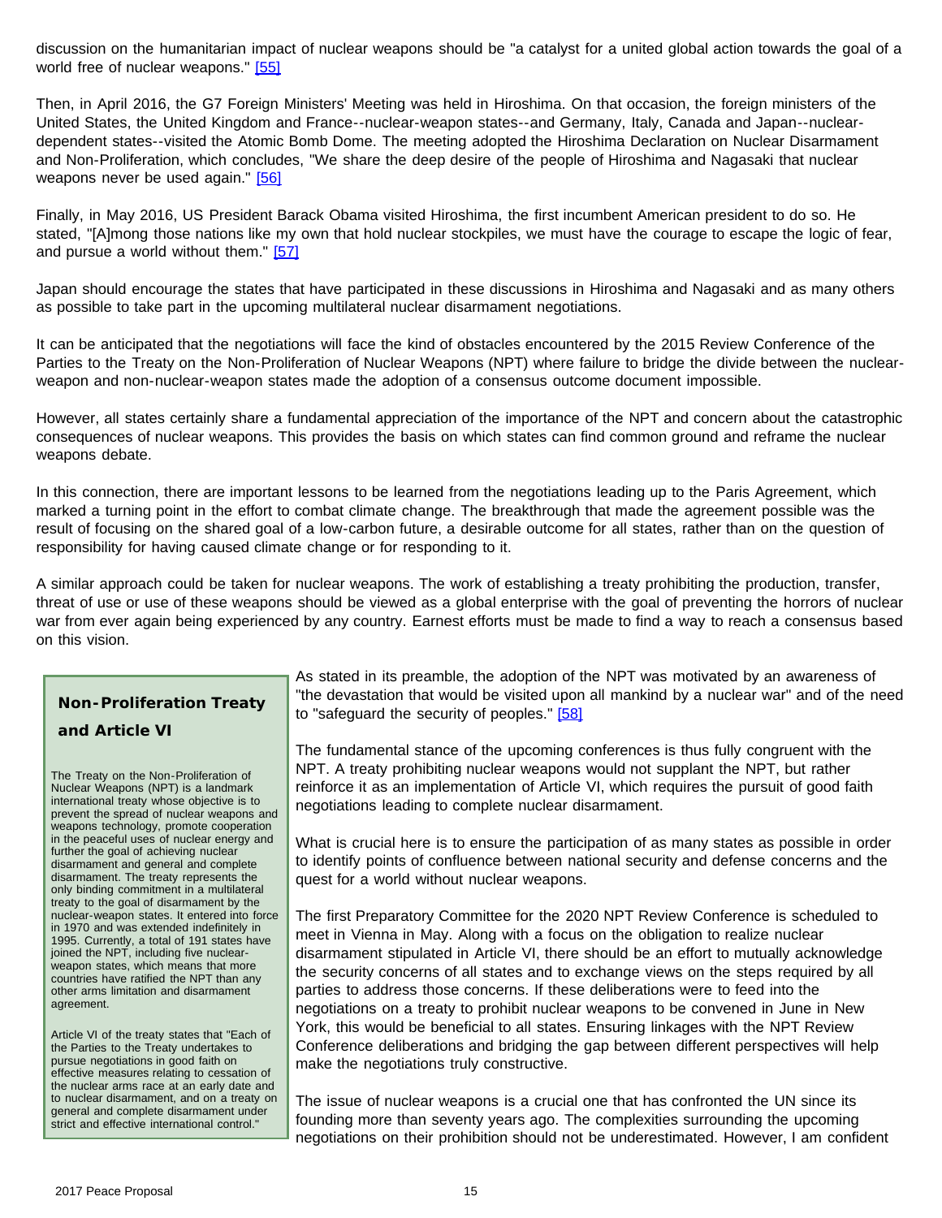discussion on the humanitarian impact of nuclear weapons should be "a catalyst for a united global action towards the goal of a world free of nuclear weapons." [55]

Then, in April 2016, the G7 Foreign Ministers' Meeting was held in Hiroshima. On that occasion, the foreign ministers of the United States, the United Kingdom and France--nuclear-weapon states--and Germany, Italy, Canada and Japan--nuclear-dependent states--visited the Atomic Bomb Dome. The meeting adopted the Hiroshima Declaration on Nuclear Disarmament and Non-Proliferation, which concludes, "We share the deep desire of the people of Hiroshima and Nagasaki that nuclear weapons never be used again." [56]

Finally, in May 2016, US President Barack Obama visited Hiroshima, the first incumbent American president to do so. He stated, "[A]mong those nations like my own that hold nuclear stockpiles, we must have the courage to escape the logic of fear, and pursue a world without them." [57]

Japan should encourage the states that have participated in these discussions in Hiroshima and Nagasaki and as many others as possible to take part in the upcoming multilateral nuclear disarmament negotiations.

It can be anticipated that the negotiations will face the kind of obstacles encountered by the 2015 Review Conference of the Parties to the Treaty on the Non-Proliferation of Nuclear Weapons (NPT) where failure to bridge the divide between the nuclear-weapon and non-nuclear-weapon states made the adoption of a consensus outcome document impossible.

However, all states certainly share a fundamental appreciation of the importance of the NPT and concern about the catastrophic consequences of nuclear weapons. This provides the basis on which states can find common ground and reframe the nuclear weapons debate.

In this connection, there are important lessons to be learned from the negotiations leading up to the Paris Agreement, which marked a turning point in the effort to combat climate change. The breakthrough that made the agreement possible was the result of focusing on the shared goal of a low-carbon future, a desirable outcome for all states, rather than on the question of responsibility for having caused climate change or for responding to it.

A similar approach could be taken for nuclear weapons. The work of establishing a treaty prohibiting the production, transfer, threat of use or use of these weapons should be viewed as a global enterprise with the goal of preventing the horrors of nuclear war from ever again being experienced by any country. Earnest efforts must be made to find a way to reach a consensus based on this vision.

As stated in its preamble, the adoption of the NPT was motivated by an awareness of "the devastation that would be visited upon all mankind by a nuclear war" and of the need to "safeguard the security of peoples." [58]

The fundamental stance of the upcoming conferences is thus fully congruent with the NPT. A treaty prohibiting nuclear weapons would not supplant the NPT, but rather reinforce it as an implementation of Article VI, which requires the pursuit of good faith negotiations leading to complete nuclear disarmament.

What is crucial here is to ensure the participation of as many states as possible in order to identify points of confluence between national security and defense concerns and the quest for a world without nuclear weapons.

The first Preparatory Committee for the 2020 NPT Review Conference is scheduled to meet in Vienna in May. Along with a focus on the obligation to realize nuclear disarmament stipulated in Article VI, there should be an effort to mutually acknowledge the security concerns of all states and to exchange views on the steps required by all parties to address those concerns. If these deliberations were to feed into the negotiations on a treaty to prohibit nuclear weapons to be convened in June in New York, this would be beneficial to all states. Ensuring linkages with the NPT Review Conference deliberations and bridging the gap between different perspectives will help make the negotiations truly constructive.

The issue of nuclear weapons is a crucial one that has confronted the UN since its founding more than seventy years ago. The complexities surrounding the upcoming negotiations on their prohibition should not be underestimated. However, I am confident

> **Non-Proliferation Treaty and Article VI**
>
> The Treaty on the Non-Proliferation of Nuclear Weapons (NPT) is a landmark international treaty whose objective is to prevent the spread of nuclear weapons and weapons technology, promote cooperation in the peaceful uses of nuclear energy and further the goal of achieving nuclear disarmament and general and complete disarmament. The treaty represents the only binding commitment in a multilateral treaty to the goal of disarmament by the nuclear-weapon states. It entered into force in 1970 and was extended indefinitely in 1995. Currently, a total of 191 states have joined the NPT, including five nuclear-weapon states, which means that more countries have ratified the NPT than any other arms limitation and disarmament agreement.
>
> Article VI of the treaty states that "Each of the Parties to the Treaty undertakes to pursue negotiations in good faith on effective measures relating to cessation of the nuclear arms race at an early date and to nuclear disarmament, and on a treaty on general and complete disarmament under strict and effective international control."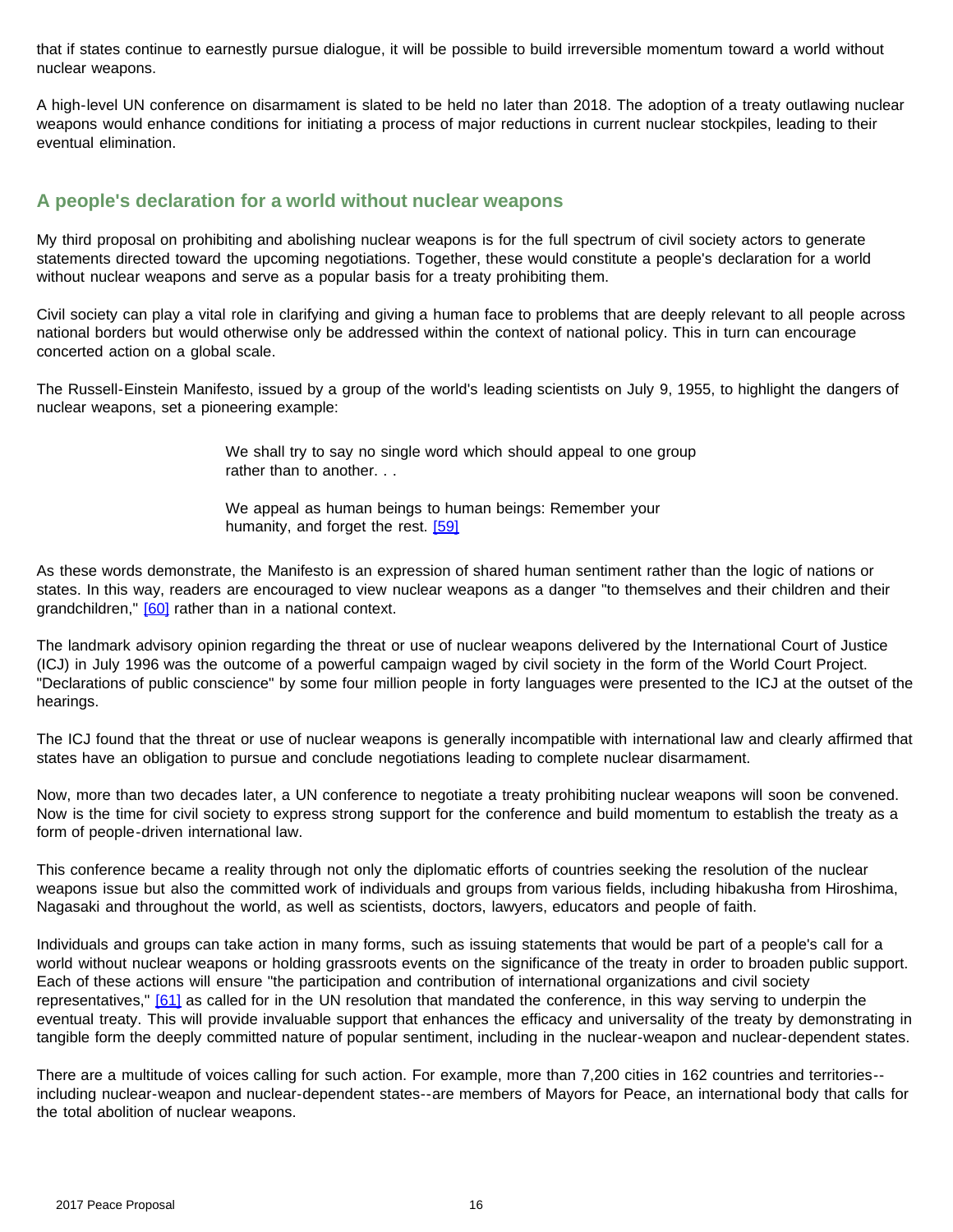that if states continue to earnestly pursue dialogue, it will be possible to build irreversible momentum toward a world without nuclear weapons.

A high-level UN conference on disarmament is slated to be held no later than 2018. The adoption of a treaty outlawing nuclear weapons would enhance conditions for initiating a process of major reductions in current nuclear stockpiles, leading to their eventual elimination.

## A people's declaration for a world without nuclear weapons

My third proposal on prohibiting and abolishing nuclear weapons is for the full spectrum of civil society actors to generate statements directed toward the upcoming negotiations. Together, these would constitute a people's declaration for a world without nuclear weapons and serve as a popular basis for a treaty prohibiting them.

Civil society can play a vital role in clarifying and giving a human face to problems that are deeply relevant to all people across national borders but would otherwise only be addressed within the context of national policy. This in turn can encourage concerted action on a global scale.

The Russell-Einstein Manifesto, issued by a group of the world's leading scientists on July 9, 1955, to highlight the dangers of nuclear weapons, set a pioneering example:

> We shall try to say no single word which should appeal to one group rather than to another. . .
>
> We appeal as human beings to human beings: Remember your humanity, and forget the rest. [59]

As these words demonstrate, the Manifesto is an expression of shared human sentiment rather than the logic of nations or states. In this way, readers are encouraged to view nuclear weapons as a danger "to themselves and their children and their grandchildren," [60] rather than in a national context.

The landmark advisory opinion regarding the threat or use of nuclear weapons delivered by the International Court of Justice (ICJ) in July 1996 was the outcome of a powerful campaign waged by civil society in the form of the World Court Project. "Declarations of public conscience" by some four million people in forty languages were presented to the ICJ at the outset of the hearings.

The ICJ found that the threat or use of nuclear weapons is generally incompatible with international law and clearly affirmed that states have an obligation to pursue and conclude negotiations leading to complete nuclear disarmament.

Now, more than two decades later, a UN conference to negotiate a treaty prohibiting nuclear weapons will soon be convened. Now is the time for civil society to express strong support for the conference and build momentum to establish the treaty as a form of people-driven international law.

This conference became a reality through not only the diplomatic efforts of countries seeking the resolution of the nuclear weapons issue but also the committed work of individuals and groups from various fields, including hibakusha from Hiroshima, Nagasaki and throughout the world, as well as scientists, doctors, lawyers, educators and people of faith.

Individuals and groups can take action in many forms, such as issuing statements that would be part of a people's call for a world without nuclear weapons or holding grassroots events on the significance of the treaty in order to broaden public support. Each of these actions will ensure "the participation and contribution of international organizations and civil society representatives," [61] as called for in the UN resolution that mandated the conference, in this way serving to underpin the eventual treaty. This will provide invaluable support that enhances the efficacy and universality of the treaty by demonstrating in tangible form the deeply committed nature of popular sentiment, including in the nuclear-weapon and nuclear-dependent states.

There are a multitude of voices calling for such action. For example, more than 7,200 cities in 162 countries and territories--including nuclear-weapon and nuclear-dependent states--are members of Mayors for Peace, an international body that calls for the total abolition of nuclear weapons.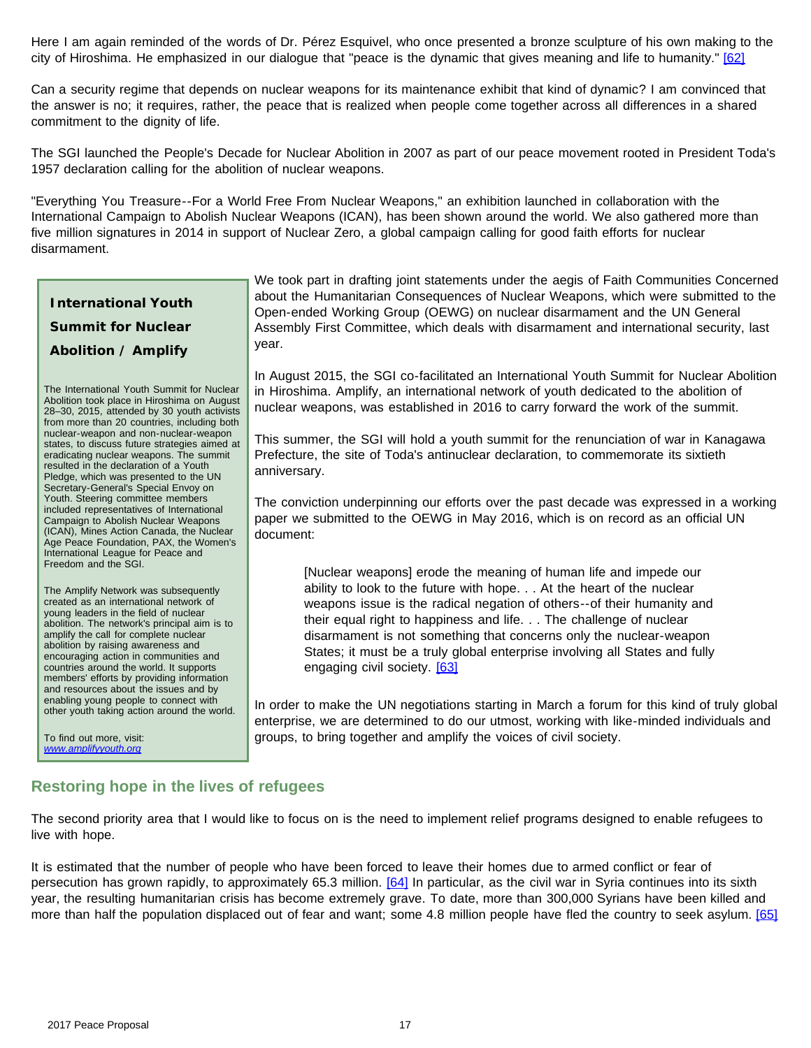Here I am again reminded of the words of Dr. Pérez Esquivel, who once presented a bronze sculpture of his own making to the city of Hiroshima. He emphasized in our dialogue that "peace is the dynamic that gives meaning and life to humanity." [62]

Can a security regime that depends on nuclear weapons for its maintenance exhibit that kind of dynamic? I am convinced that the answer is no; it requires, rather, the peace that is realized when people come together across all differences in a shared commitment to the dignity of life.

The SGI launched the People's Decade for Nuclear Abolition in 2007 as part of our peace movement rooted in President Toda's 1957 declaration calling for the abolition of nuclear weapons.

"Everything You Treasure--For a World Free From Nuclear Weapons," an exhibition launched in collaboration with the International Campaign to Abolish Nuclear Weapons (ICAN), has been shown around the world. We also gathered more than five million signatures in 2014 in support of Nuclear Zero, a global campaign calling for good faith efforts for nuclear disarmament.

We took part in drafting joint statements under the aegis of Faith Communities Concerned about the Humanitarian Consequences of Nuclear Weapons, which were submitted to the Open-ended Working Group (OEWG) on nuclear disarmament and the UN General Assembly First Committee, which deals with disarmament and international security, last year.

In August 2015, the SGI co-facilitated an International Youth Summit for Nuclear Abolition in Hiroshima. Amplify, an international network of youth dedicated to the abolition of nuclear weapons, was established in 2016 to carry forward the work of the summit.

This summer, the SGI will hold a youth summit for the renunciation of war in Kanagawa Prefecture, the site of Toda's antinuclear declaration, to commemorate its sixtieth anniversary.

The conviction underpinning our efforts over the past decade was expressed in a working paper we submitted to the OEWG in May 2016, which is on record as an official UN document:

> [Nuclear weapons] erode the meaning of human life and impede our ability to look to the future with hope. . . At the heart of the nuclear weapons issue is the radical negation of others--of their humanity and their equal right to happiness and life. . . The challenge of nuclear disarmament is not something that concerns only the nuclear-weapon States; it must be a truly global enterprise involving all States and fully engaging civil society. [63]

In order to make the UN negotiations starting in March a forum for this kind of truly global enterprise, we are determined to do our utmost, working with like-minded individuals and groups, to bring together and amplify the voices of civil society.

> **International Youth Summit for Nuclear Abolition / Amplify**
>
> The International Youth Summit for Nuclear Abolition took place in Hiroshima on August 28–30, 2015, attended by 30 youth activists from more than 20 countries, including both nuclear-weapon and non-nuclear-weapon states, to discuss future strategies aimed at eradicating nuclear weapons. The summit resulted in the declaration of a Youth Pledge, which was presented to the UN Secretary-General's Special Envoy on Youth. Steering committee members included representatives of International Campaign to Abolish Nuclear Weapons (ICAN), Mines Action Canada, the Nuclear Age Peace Foundation, PAX, the Women's International League for Peace and Freedom and the SGI.
>
> The Amplify Network was subsequently created as an international network of young leaders in the field of nuclear abolition. The network's principal aim is to amplify the call for complete nuclear abolition by raising awareness and encouraging action in communities and countries around the world. It supports members' efforts by providing information and resources about the issues and by enabling young people to connect with other youth taking action around the world.
>
> To find out more, visit: *www.amplifyyouth.org*

## Restoring hope in the lives of refugees

The second priority area that I would like to focus on is the need to implement relief programs designed to enable refugees to live with hope.

It is estimated that the number of people who have been forced to leave their homes due to armed conflict or fear of persecution has grown rapidly, to approximately 65.3 million. [64] In particular, as the civil war in Syria continues into its sixth year, the resulting humanitarian crisis has become extremely grave. To date, more than 300,000 Syrians have been killed and more than half the population displaced out of fear and want; some 4.8 million people have fled the country to seek asylum. [65]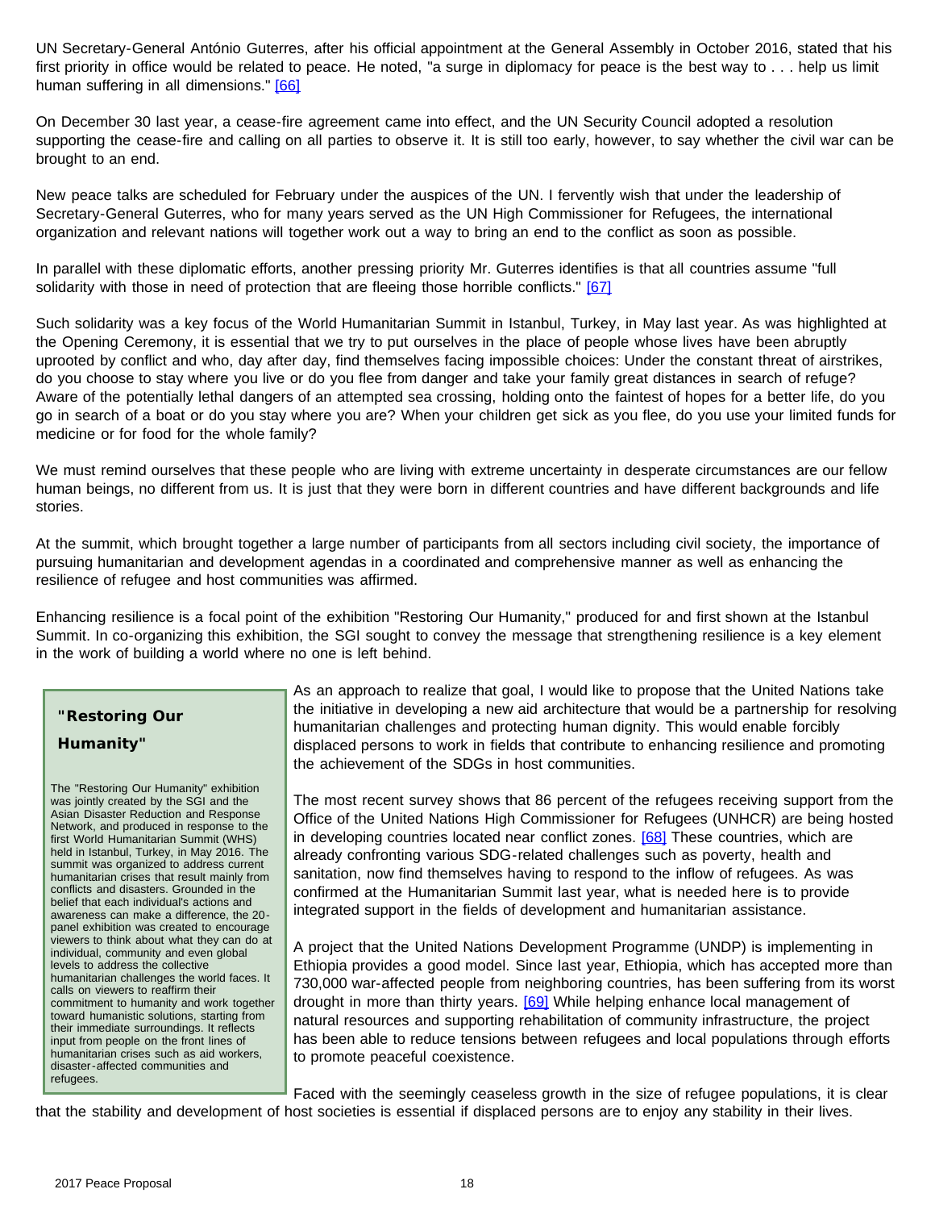UN Secretary-General António Guterres, after his official appointment at the General Assembly in October 2016, stated that his first priority in office would be related to peace. He noted, "a surge in diplomacy for peace is the best way to . . . help us limit human suffering in all dimensions." [66]

On December 30 last year, a cease-fire agreement came into effect, and the UN Security Council adopted a resolution supporting the cease-fire and calling on all parties to observe it. It is still too early, however, to say whether the civil war can be brought to an end.

New peace talks are scheduled for February under the auspices of the UN. I fervently wish that under the leadership of Secretary-General Guterres, who for many years served as the UN High Commissioner for Refugees, the international organization and relevant nations will together work out a way to bring an end to the conflict as soon as possible.

In parallel with these diplomatic efforts, another pressing priority Mr. Guterres identifies is that all countries assume "full solidarity with those in need of protection that are fleeing those horrible conflicts." [67]

Such solidarity was a key focus of the World Humanitarian Summit in Istanbul, Turkey, in May last year. As was highlighted at the Opening Ceremony, it is essential that we try to put ourselves in the place of people whose lives have been abruptly uprooted by conflict and who, day after day, find themselves facing impossible choices: Under the constant threat of airstrikes, do you choose to stay where you live or do you flee from danger and take your family great distances in search of refuge? Aware of the potentially lethal dangers of an attempted sea crossing, holding onto the faintest of hopes for a better life, do you go in search of a boat or do you stay where you are? When your children get sick as you flee, do you use your limited funds for medicine or for food for the whole family?

We must remind ourselves that these people who are living with extreme uncertainty in desperate circumstances are our fellow human beings, no different from us. It is just that they were born in different countries and have different backgrounds and life stories.

At the summit, which brought together a large number of participants from all sectors including civil society, the importance of pursuing humanitarian and development agendas in a coordinated and comprehensive manner as well as enhancing the resilience of refugee and host communities was affirmed.

Enhancing resilience is a focal point of the exhibition "Restoring Our Humanity," produced for and first shown at the Istanbul Summit. In co-organizing this exhibition, the SGI sought to convey the message that strengthening resilience is a key element in the work of building a world where no one is left behind.

> **"Restoring Our Humanity"**
>
> The "Restoring Our Humanity" exhibition was jointly created by the SGI and the Asian Disaster Reduction and Response Network, and produced in response to the first World Humanitarian Summit (WHS) held in Istanbul, Turkey, in May 2016. The summit was organized to address current humanitarian crises that result mainly from conflicts and disasters. Grounded in the belief that each individual's actions and awareness can make a difference, the 20-panel exhibition was created to encourage viewers to think about what they can do at individual, community and even global levels to address the collective humanitarian challenges the world faces. It calls on viewers to reaffirm their commitment to humanity and work together toward humanistic solutions, starting from their immediate surroundings. It reflects input from people on the front lines of humanitarian crises such as aid workers, disaster-affected communities and refugees.

As an approach to realize that goal, I would like to propose that the United Nations take the initiative in developing a new aid architecture that would be a partnership for resolving humanitarian challenges and protecting human dignity. This would enable forcibly displaced persons to work in fields that contribute to enhancing resilience and promoting the achievement of the SDGs in host communities.

The most recent survey shows that 86 percent of the refugees receiving support from the Office of the United Nations High Commissioner for Refugees (UNHCR) are being hosted in developing countries located near conflict zones. [68] These countries, which are already confronting various SDG-related challenges such as poverty, health and sanitation, now find themselves having to respond to the inflow of refugees. As was confirmed at the Humanitarian Summit last year, what is needed here is to provide integrated support in the fields of development and humanitarian assistance.

A project that the United Nations Development Programme (UNDP) is implementing in Ethiopia provides a good model. Since last year, Ethiopia, which has accepted more than 730,000 war-affected people from neighboring countries, has been suffering from its worst drought in more than thirty years. [69] While helping enhance local management of natural resources and supporting rehabilitation of community infrastructure, the project has been able to reduce tensions between refugees and local populations through efforts to promote peaceful coexistence.

Faced with the seemingly ceaseless growth in the size of refugee populations, it is clear that the stability and development of host societies is essential if displaced persons are to enjoy any stability in their lives.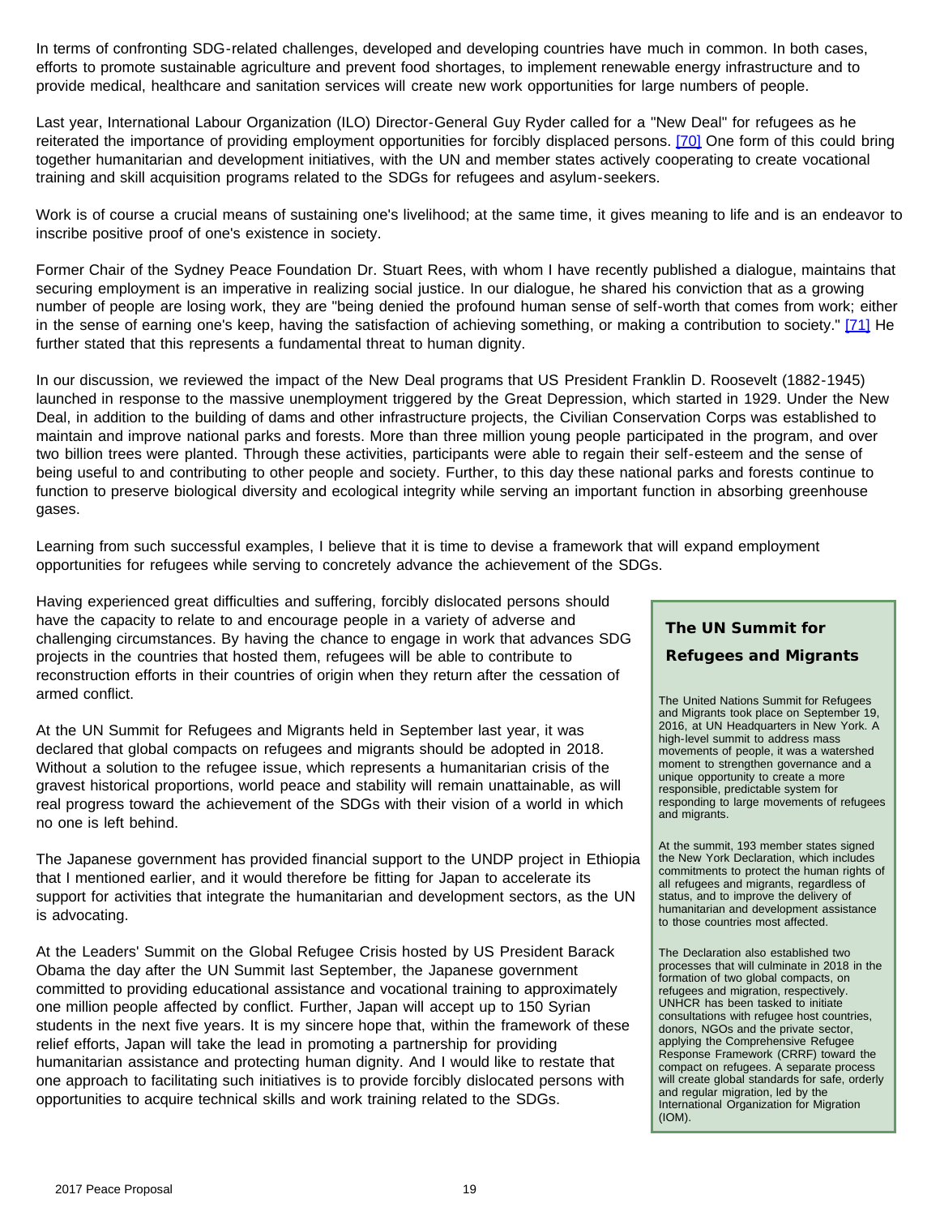In terms of confronting SDG-related challenges, developed and developing countries have much in common. In both cases, efforts to promote sustainable agriculture and prevent food shortages, to implement renewable energy infrastructure and to provide medical, healthcare and sanitation services will create new work opportunities for large numbers of people.

Last year, International Labour Organization (ILO) Director-General Guy Ryder called for a "New Deal" for refugees as he reiterated the importance of providing employment opportunities for forcibly displaced persons. [70] One form of this could bring together humanitarian and development initiatives, with the UN and member states actively cooperating to create vocational training and skill acquisition programs related to the SDGs for refugees and asylum-seekers.

Work is of course a crucial means of sustaining one's livelihood; at the same time, it gives meaning to life and is an endeavor to inscribe positive proof of one's existence in society.

Former Chair of the Sydney Peace Foundation Dr. Stuart Rees, with whom I have recently published a dialogue, maintains that securing employment is an imperative in realizing social justice. In our dialogue, he shared his conviction that as a growing number of people are losing work, they are "being denied the profound human sense of self-worth that comes from work; either in the sense of earning one's keep, having the satisfaction of achieving something, or making a contribution to society." [71] He further stated that this represents a fundamental threat to human dignity.

In our discussion, we reviewed the impact of the New Deal programs that US President Franklin D. Roosevelt (1882-1945) launched in response to the massive unemployment triggered by the Great Depression, which started in 1929. Under the New Deal, in addition to the building of dams and other infrastructure projects, the Civilian Conservation Corps was established to maintain and improve national parks and forests. More than three million young people participated in the program, and over two billion trees were planted. Through these activities, participants were able to regain their self-esteem and the sense of being useful to and contributing to other people and society. Further, to this day these national parks and forests continue to function to preserve biological diversity and ecological integrity while serving an important function in absorbing greenhouse gases.

Learning from such successful examples, I believe that it is time to devise a framework that will expand employment opportunities for refugees while serving to concretely advance the achievement of the SDGs.

Having experienced great difficulties and suffering, forcibly dislocated persons should have the capacity to relate to and encourage people in a variety of adverse and challenging circumstances. By having the chance to engage in work that advances SDG projects in the countries that hosted them, refugees will be able to contribute to reconstruction efforts in their countries of origin when they return after the cessation of armed conflict.

At the UN Summit for Refugees and Migrants held in September last year, it was declared that global compacts on refugees and migrants should be adopted in 2018. Without a solution to the refugee issue, which represents a humanitarian crisis of the gravest historical proportions, world peace and stability will remain unattainable, as will real progress toward the achievement of the SDGs with their vision of a world in which no one is left behind.

The Japanese government has provided financial support to the UNDP project in Ethiopia that I mentioned earlier, and it would therefore be fitting for Japan to accelerate its support for activities that integrate the humanitarian and development sectors, as the UN is advocating.

At the Leaders' Summit on the Global Refugee Crisis hosted by US President Barack Obama the day after the UN Summit last September, the Japanese government committed to providing educational assistance and vocational training to approximately one million people affected by conflict. Further, Japan will accept up to 150 Syrian students in the next five years. It is my sincere hope that, within the framework of these relief efforts, Japan will take the lead in promoting a partnership for providing humanitarian assistance and protecting human dignity. And I would like to restate that one approach to facilitating such initiatives is to provide forcibly dislocated persons with opportunities to acquire technical skills and work training related to the SDGs.

### The UN Summit for Refugees and Migrants

The United Nations Summit for Refugees and Migrants took place on September 19, 2016, at UN Headquarters in New York. A high-level summit to address mass movements of people, it was a watershed moment to strengthen governance and a unique opportunity to create a more responsible, predictable system for responding to large movements of refugees and migrants.

At the summit, 193 member states signed the New York Declaration, which includes commitments to protect the human rights of all refugees and migrants, regardless of status, and to improve the delivery of humanitarian and development assistance to those countries most affected.

The Declaration also established two processes that will culminate in 2018 in the formation of two global compacts, on refugees and migration, respectively. UNHCR has been tasked to initiate consultations with refugee host countries, donors, NGOs and the private sector, applying the Comprehensive Refugee Response Framework (CRRF) toward the compact on refugees. A separate process will create global standards for safe, orderly and regular migration, led by the International Organization for Migration (IOM).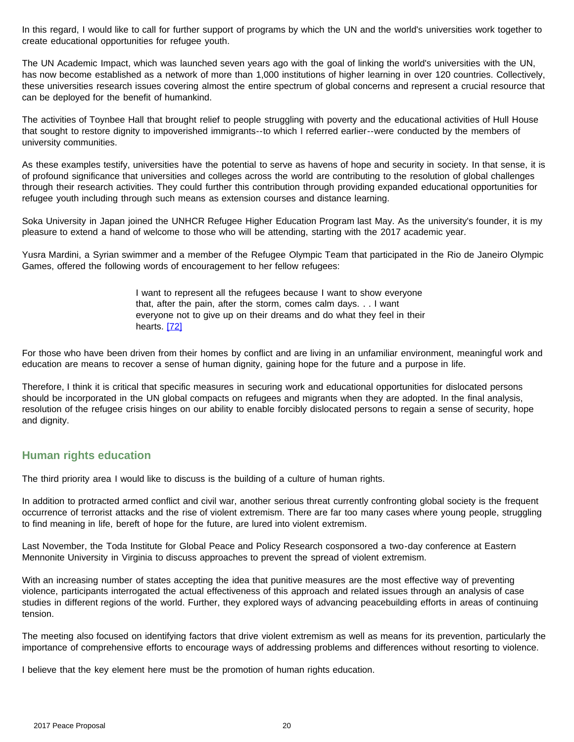In this regard, I would like to call for further support of programs by which the UN and the world's universities work together to create educational opportunities for refugee youth.

The UN Academic Impact, which was launched seven years ago with the goal of linking the world's universities with the UN, has now become established as a network of more than 1,000 institutions of higher learning in over 120 countries. Collectively, these universities research issues covering almost the entire spectrum of global concerns and represent a crucial resource that can be deployed for the benefit of humankind.

The activities of Toynbee Hall that brought relief to people struggling with poverty and the educational activities of Hull House that sought to restore dignity to impoverished immigrants--to which I referred earlier--were conducted by the members of university communities.

As these examples testify, universities have the potential to serve as havens of hope and security in society. In that sense, it is of profound significance that universities and colleges across the world are contributing to the resolution of global challenges through their research activities. They could further this contribution through providing expanded educational opportunities for refugee youth including through such means as extension courses and distance learning.

Soka University in Japan joined the UNHCR Refugee Higher Education Program last May. As the university's founder, it is my pleasure to extend a hand of welcome to those who will be attending, starting with the 2017 academic year.

Yusra Mardini, a Syrian swimmer and a member of the Refugee Olympic Team that participated in the Rio de Janeiro Olympic Games, offered the following words of encouragement to her fellow refugees:

> I want to represent all the refugees because I want to show everyone that, after the pain, after the storm, comes calm days. . . I want everyone not to give up on their dreams and do what they feel in their hearts. [72]

For those who have been driven from their homes by conflict and are living in an unfamiliar environment, meaningful work and education are means to recover a sense of human dignity, gaining hope for the future and a purpose in life.

Therefore, I think it is critical that specific measures in securing work and educational opportunities for dislocated persons should be incorporated in the UN global compacts on refugees and migrants when they are adopted. In the final analysis, resolution of the refugee crisis hinges on our ability to enable forcibly dislocated persons to regain a sense of security, hope and dignity.

## Human rights education

The third priority area I would like to discuss is the building of a culture of human rights.

In addition to protracted armed conflict and civil war, another serious threat currently confronting global society is the frequent occurrence of terrorist attacks and the rise of violent extremism. There are far too many cases where young people, struggling to find meaning in life, bereft of hope for the future, are lured into violent extremism.

Last November, the Toda Institute for Global Peace and Policy Research cosponsored a two-day conference at Eastern Mennonite University in Virginia to discuss approaches to prevent the spread of violent extremism.

With an increasing number of states accepting the idea that punitive measures are the most effective way of preventing violence, participants interrogated the actual effectiveness of this approach and related issues through an analysis of case studies in different regions of the world. Further, they explored ways of advancing peacebuilding efforts in areas of continuing tension.

The meeting also focused on identifying factors that drive violent extremism as well as means for its prevention, particularly the importance of comprehensive efforts to encourage ways of addressing problems and differences without resorting to violence.

I believe that the key element here must be the promotion of human rights education.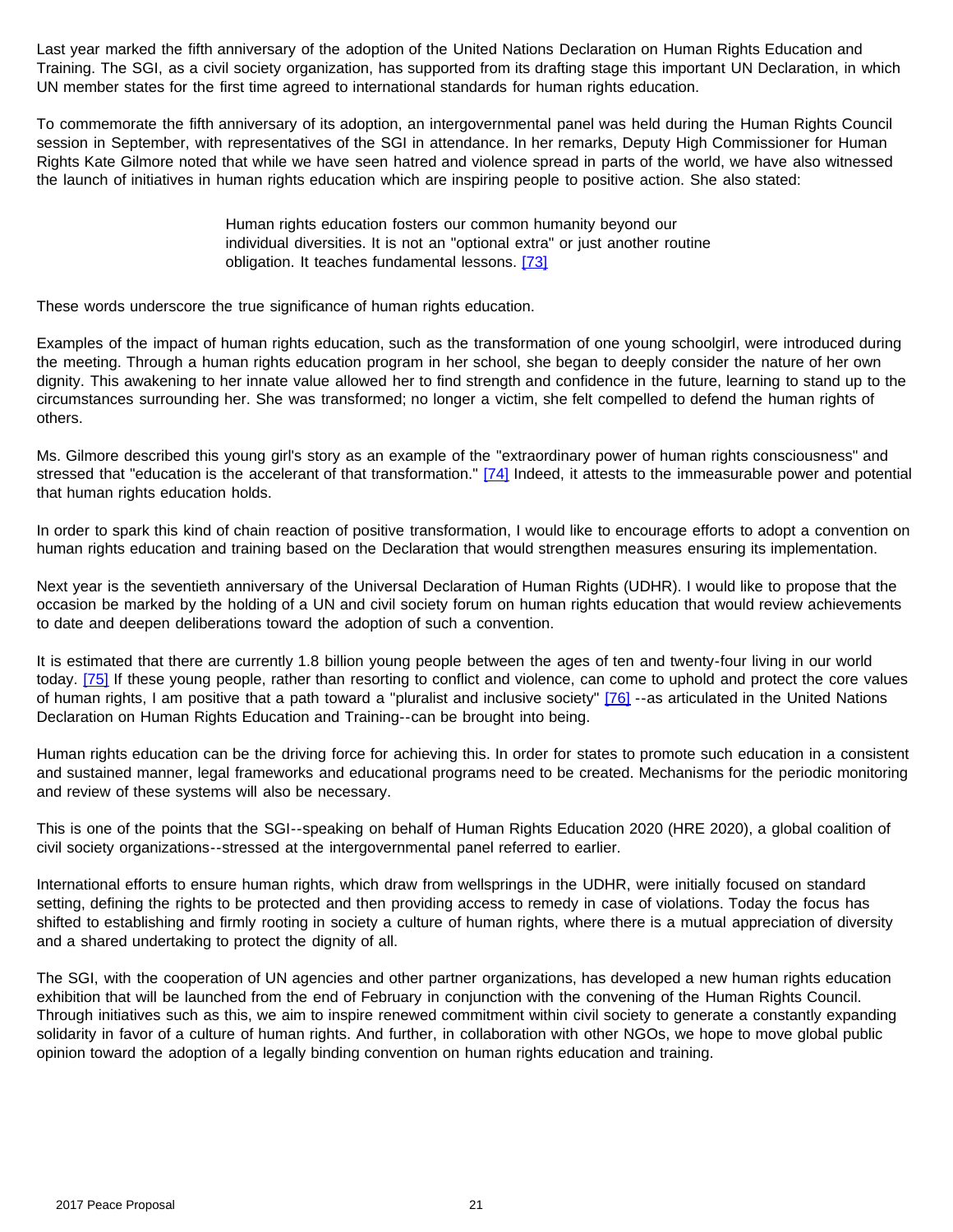Last year marked the fifth anniversary of the adoption of the United Nations Declaration on Human Rights Education and Training. The SGI, as a civil society organization, has supported from its drafting stage this important UN Declaration, in which UN member states for the first time agreed to international standards for human rights education.

To commemorate the fifth anniversary of its adoption, an intergovernmental panel was held during the Human Rights Council session in September, with representatives of the SGI in attendance. In her remarks, Deputy High Commissioner for Human Rights Kate Gilmore noted that while we have seen hatred and violence spread in parts of the world, we have also witnessed the launch of initiatives in human rights education which are inspiring people to positive action. She also stated:

> Human rights education fosters our common humanity beyond our individual diversities. It is not an "optional extra" or just another routine obligation. It teaches fundamental lessons. [73]

These words underscore the true significance of human rights education.

Examples of the impact of human rights education, such as the transformation of one young schoolgirl, were introduced during the meeting. Through a human rights education program in her school, she began to deeply consider the nature of her own dignity. This awakening to her innate value allowed her to find strength and confidence in the future, learning to stand up to the circumstances surrounding her. She was transformed; no longer a victim, she felt compelled to defend the human rights of others.

Ms. Gilmore described this young girl's story as an example of the "extraordinary power of human rights consciousness" and stressed that "education is the accelerant of that transformation." [74] Indeed, it attests to the immeasurable power and potential that human rights education holds.

In order to spark this kind of chain reaction of positive transformation, I would like to encourage efforts to adopt a convention on human rights education and training based on the Declaration that would strengthen measures ensuring its implementation.

Next year is the seventieth anniversary of the Universal Declaration of Human Rights (UDHR). I would like to propose that the occasion be marked by the holding of a UN and civil society forum on human rights education that would review achievements to date and deepen deliberations toward the adoption of such a convention.

It is estimated that there are currently 1.8 billion young people between the ages of ten and twenty-four living in our world today. [75] If these young people, rather than resorting to conflict and violence, can come to uphold and protect the core values of human rights, I am positive that a path toward a "pluralist and inclusive society" [76] --as articulated in the United Nations Declaration on Human Rights Education and Training--can be brought into being.

Human rights education can be the driving force for achieving this. In order for states to promote such education in a consistent and sustained manner, legal frameworks and educational programs need to be created. Mechanisms for the periodic monitoring and review of these systems will also be necessary.

This is one of the points that the SGI--speaking on behalf of Human Rights Education 2020 (HRE 2020), a global coalition of civil society organizations--stressed at the intergovernmental panel referred to earlier.

International efforts to ensure human rights, which draw from wellsprings in the UDHR, were initially focused on standard setting, defining the rights to be protected and then providing access to remedy in case of violations. Today the focus has shifted to establishing and firmly rooting in society a culture of human rights, where there is a mutual appreciation of diversity and a shared undertaking to protect the dignity of all.

The SGI, with the cooperation of UN agencies and other partner organizations, has developed a new human rights education exhibition that will be launched from the end of February in conjunction with the convening of the Human Rights Council. Through initiatives such as this, we aim to inspire renewed commitment within civil society to generate a constantly expanding solidarity in favor of a culture of human rights. And further, in collaboration with other NGOs, we hope to move global public opinion toward the adoption of a legally binding convention on human rights education and training.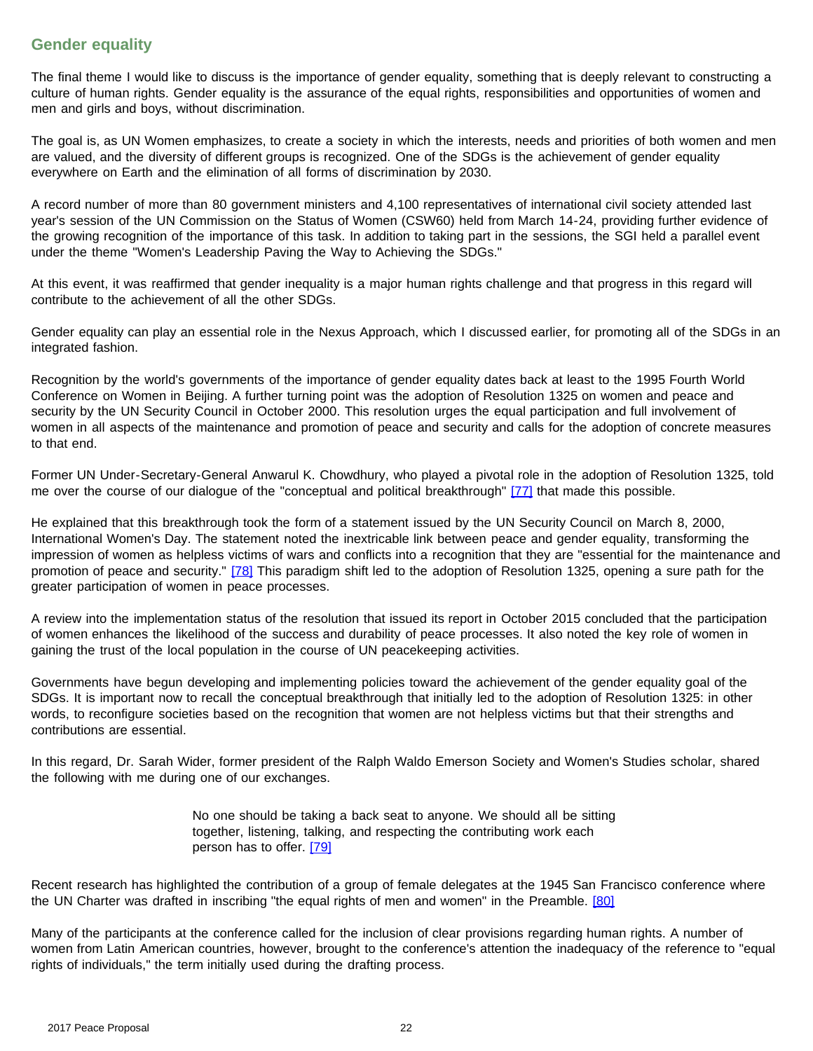## Gender equality

The final theme I would like to discuss is the importance of gender equality, something that is deeply relevant to constructing a culture of human rights. Gender equality is the assurance of the equal rights, responsibilities and opportunities of women and men and girls and boys, without discrimination.

The goal is, as UN Women emphasizes, to create a society in which the interests, needs and priorities of both women and men are valued, and the diversity of different groups is recognized. One of the SDGs is the achievement of gender equality everywhere on Earth and the elimination of all forms of discrimination by 2030.

A record number of more than 80 government ministers and 4,100 representatives of international civil society attended last year's session of the UN Commission on the Status of Women (CSW60) held from March 14-24, providing further evidence of the growing recognition of the importance of this task. In addition to taking part in the sessions, the SGI held a parallel event under the theme "Women's Leadership Paving the Way to Achieving the SDGs."

At this event, it was reaffirmed that gender inequality is a major human rights challenge and that progress in this regard will contribute to the achievement of all the other SDGs.

Gender equality can play an essential role in the Nexus Approach, which I discussed earlier, for promoting all of the SDGs in an integrated fashion.

Recognition by the world's governments of the importance of gender equality dates back at least to the 1995 Fourth World Conference on Women in Beijing. A further turning point was the adoption of Resolution 1325 on women and peace and security by the UN Security Council in October 2000. This resolution urges the equal participation and full involvement of women in all aspects of the maintenance and promotion of peace and security and calls for the adoption of concrete measures to that end.

Former UN Under-Secretary-General Anwarul K. Chowdhury, who played a pivotal role in the adoption of Resolution 1325, told me over the course of our dialogue of the "conceptual and political breakthrough" [77] that made this possible.

He explained that this breakthrough took the form of a statement issued by the UN Security Council on March 8, 2000, International Women's Day. The statement noted the inextricable link between peace and gender equality, transforming the impression of women as helpless victims of wars and conflicts into a recognition that they are "essential for the maintenance and promotion of peace and security." [78] This paradigm shift led to the adoption of Resolution 1325, opening a sure path for the greater participation of women in peace processes.

A review into the implementation status of the resolution that issued its report in October 2015 concluded that the participation of women enhances the likelihood of the success and durability of peace processes. It also noted the key role of women in gaining the trust of the local population in the course of UN peacekeeping activities.

Governments have begun developing and implementing policies toward the achievement of the gender equality goal of the SDGs. It is important now to recall the conceptual breakthrough that initially led to the adoption of Resolution 1325: in other words, to reconfigure societies based on the recognition that women are not helpless victims but that their strengths and contributions are essential.

In this regard, Dr. Sarah Wider, former president of the Ralph Waldo Emerson Society and Women's Studies scholar, shared the following with me during one of our exchanges.

> No one should be taking a back seat to anyone. We should all be sitting together, listening, talking, and respecting the contributing work each person has to offer. [79]

Recent research has highlighted the contribution of a group of female delegates at the 1945 San Francisco conference where the UN Charter was drafted in inscribing "the equal rights of men and women" in the Preamble. [80]

Many of the participants at the conference called for the inclusion of clear provisions regarding human rights. A number of women from Latin American countries, however, brought to the conference's attention the inadequacy of the reference to "equal rights of individuals," the term initially used during the drafting process.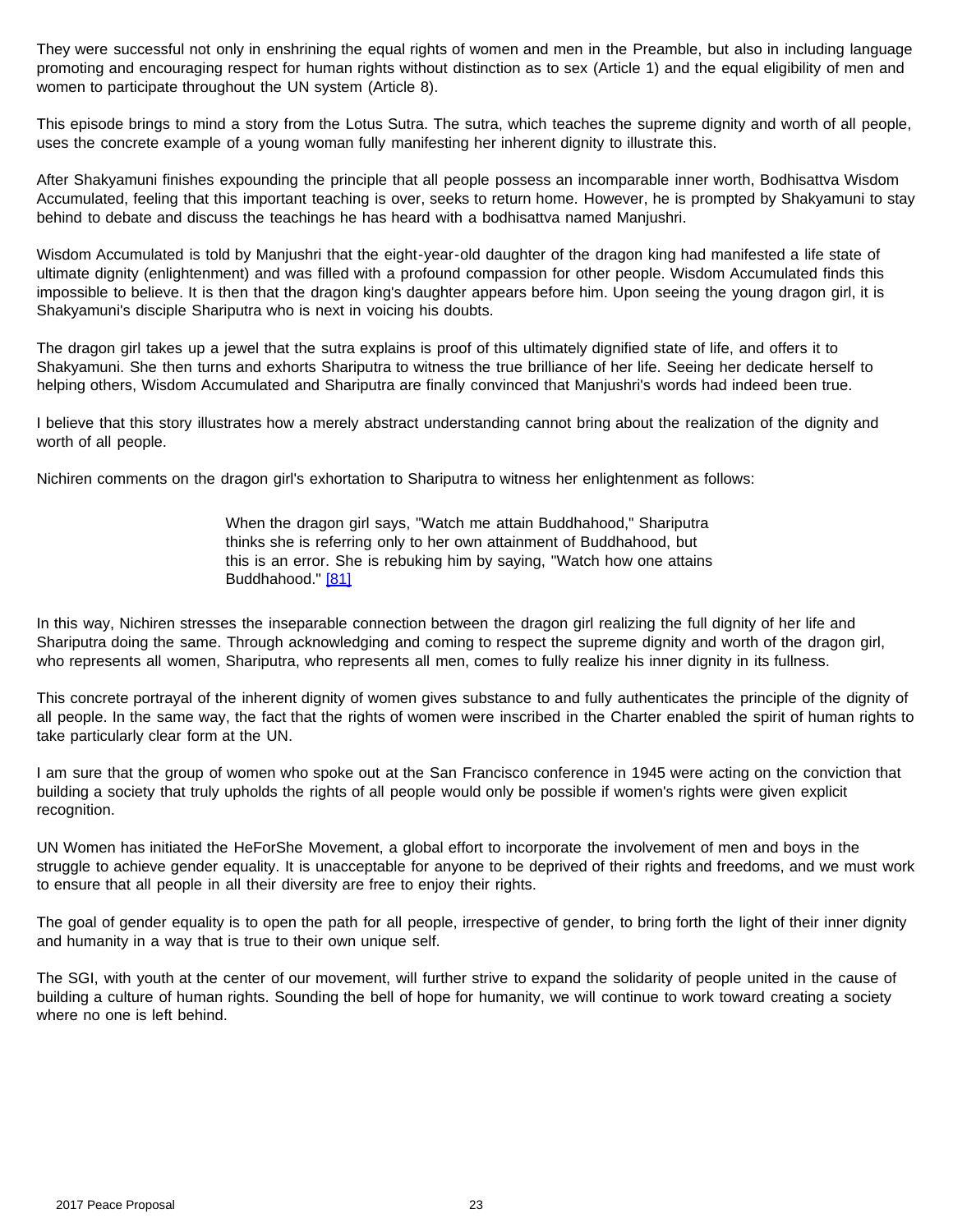They were successful not only in enshrining the equal rights of women and men in the Preamble, but also in including language promoting and encouraging respect for human rights without distinction as to sex (Article 1) and the equal eligibility of men and women to participate throughout the UN system (Article 8).

This episode brings to mind a story from the Lotus Sutra. The sutra, which teaches the supreme dignity and worth of all people, uses the concrete example of a young woman fully manifesting her inherent dignity to illustrate this.

After Shakyamuni finishes expounding the principle that all people possess an incomparable inner worth, Bodhisattva Wisdom Accumulated, feeling that this important teaching is over, seeks to return home. However, he is prompted by Shakyamuni to stay behind to debate and discuss the teachings he has heard with a bodhisattva named Manjushri.

Wisdom Accumulated is told by Manjushri that the eight-year-old daughter of the dragon king had manifested a life state of ultimate dignity (enlightenment) and was filled with a profound compassion for other people. Wisdom Accumulated finds this impossible to believe. It is then that the dragon king's daughter appears before him. Upon seeing the young dragon girl, it is Shakyamuni's disciple Shariputra who is next in voicing his doubts.

The dragon girl takes up a jewel that the sutra explains is proof of this ultimately dignified state of life, and offers it to Shakyamuni. She then turns and exhorts Shariputra to witness the true brilliance of her life. Seeing her dedicate herself to helping others, Wisdom Accumulated and Shariputra are finally convinced that Manjushri's words had indeed been true.

I believe that this story illustrates how a merely abstract understanding cannot bring about the realization of the dignity and worth of all people.

Nichiren comments on the dragon girl's exhortation to Shariputra to witness her enlightenment as follows:

> When the dragon girl says, "Watch me attain Buddhahood," Shariputra thinks she is referring only to her own attainment of Buddhahood, but this is an error. She is rebuking him by saying, "Watch how one attains Buddhahood." [81]

In this way, Nichiren stresses the inseparable connection between the dragon girl realizing the full dignity of her life and Shariputra doing the same. Through acknowledging and coming to respect the supreme dignity and worth of the dragon girl, who represents all women, Shariputra, who represents all men, comes to fully realize his inner dignity in its fullness.

This concrete portrayal of the inherent dignity of women gives substance to and fully authenticates the principle of the dignity of all people. In the same way, the fact that the rights of women were inscribed in the Charter enabled the spirit of human rights to take particularly clear form at the UN.

I am sure that the group of women who spoke out at the San Francisco conference in 1945 were acting on the conviction that building a society that truly upholds the rights of all people would only be possible if women's rights were given explicit recognition.

UN Women has initiated the HeForShe Movement, a global effort to incorporate the involvement of men and boys in the struggle to achieve gender equality. It is unacceptable for anyone to be deprived of their rights and freedoms, and we must work to ensure that all people in all their diversity are free to enjoy their rights.

The goal of gender equality is to open the path for all people, irrespective of gender, to bring forth the light of their inner dignity and humanity in a way that is true to their own unique self.

The SGI, with youth at the center of our movement, will further strive to expand the solidarity of people united in the cause of building a culture of human rights. Sounding the bell of hope for humanity, we will continue to work toward creating a society where no one is left behind.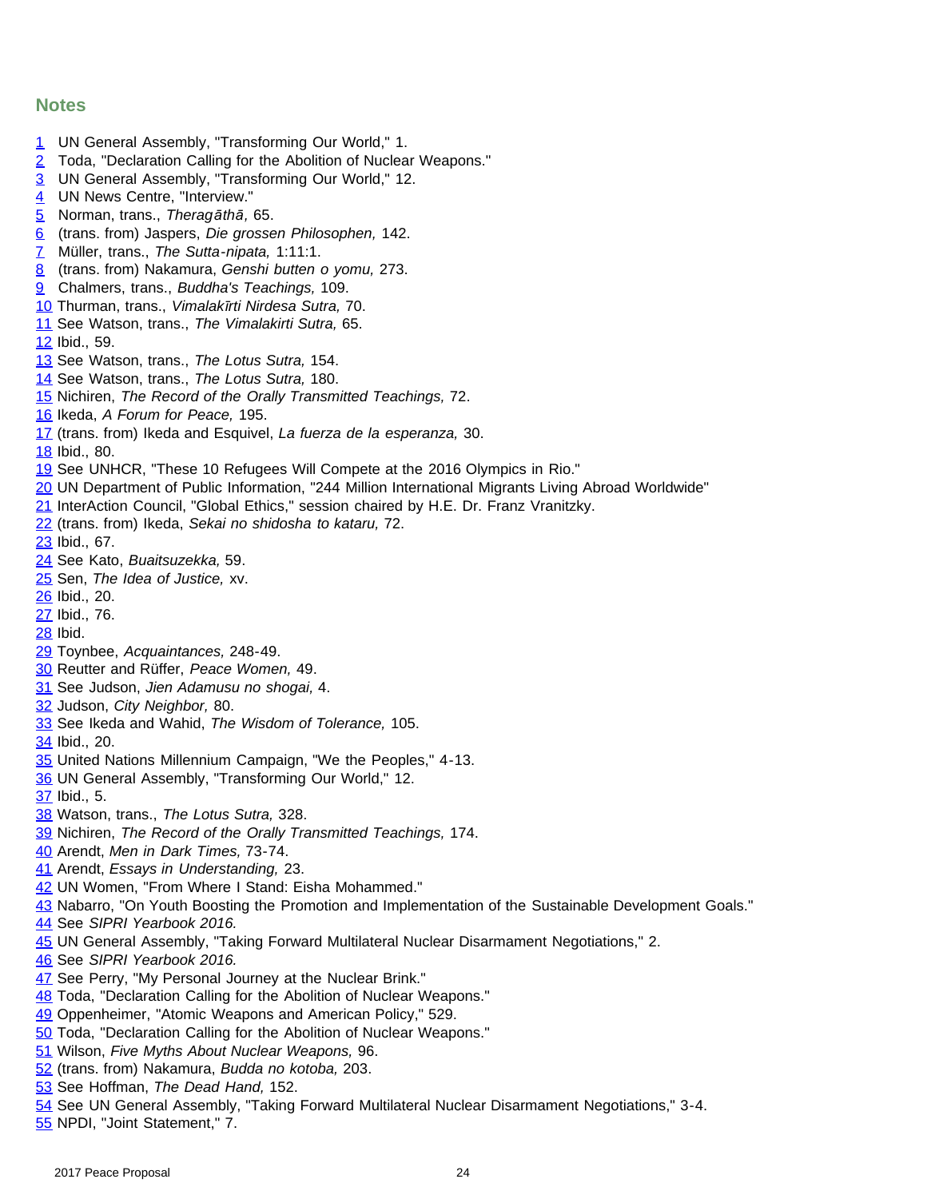## Notes

1 UN General Assembly, "Transforming Our World," 1.
2 Toda, "Declaration Calling for the Abolition of Nuclear Weapons."
3 UN General Assembly, "Transforming Our World," 12.
4 UN News Centre, "Interview."
5 Norman, trans., *Theragāthā,* 65.
6 (trans. from) Jaspers, *Die grossen Philosophen,* 142.
7 Müller, trans., *The Sutta-nipata,* 1:11:1.
8 (trans. from) Nakamura, *Genshi butten o yomu,* 273.
9 Chalmers, trans., *Buddha's Teachings,* 109.
10 Thurman, trans., *Vimalakīrti Nirdesa Sutra,* 70.
11 See Watson, trans., *The Vimalakirti Sutra,* 65.
12 Ibid., 59.
13 See Watson, trans., *The Lotus Sutra,* 154.
14 See Watson, trans., *The Lotus Sutra,* 180.
15 Nichiren, *The Record of the Orally Transmitted Teachings,* 72.
16 Ikeda, *A Forum for Peace,* 195.
17 (trans. from) Ikeda and Esquivel, *La fuerza de la esperanza,* 30.
18 Ibid., 80.
19 See UNHCR, "These 10 Refugees Will Compete at the 2016 Olympics in Rio."
20 UN Department of Public Information, "244 Million International Migrants Living Abroad Worldwide"
21 InterAction Council, "Global Ethics," session chaired by H.E. Dr. Franz Vranitzky.
22 (trans. from) Ikeda, *Sekai no shidosha to kataru,* 72.
23 Ibid., 67.
24 See Kato, *Buaitsuzekka,* 59.
25 Sen, *The Idea of Justice,* xv.
26 Ibid., 20.
27 Ibid., 76.
28 Ibid.
29 Toynbee, *Acquaintances,* 248-49.
30 Reutter and Rüffer, *Peace Women,* 49.
31 See Judson, *Jien Adamusu no shogai,* 4.
32 Judson, *City Neighbor,* 80.
33 See Ikeda and Wahid, *The Wisdom of Tolerance,* 105.
34 Ibid., 20.
35 United Nations Millennium Campaign, "We the Peoples," 4-13.
36 UN General Assembly, "Transforming Our World," 12.
37 Ibid., 5.
38 Watson, trans., *The Lotus Sutra,* 328.
39 Nichiren, *The Record of the Orally Transmitted Teachings,* 174.
40 Arendt, *Men in Dark Times,* 73-74.
41 Arendt, *Essays in Understanding,* 23.
42 UN Women, "From Where I Stand: Eisha Mohammed."
43 Nabarro, "On Youth Boosting the Promotion and Implementation of the Sustainable Development Goals."
44 See *SIPRI Yearbook 2016.*
45 UN General Assembly, "Taking Forward Multilateral Nuclear Disarmament Negotiations," 2.
46 See *SIPRI Yearbook 2016.*
47 See Perry, "My Personal Journey at the Nuclear Brink."
48 Toda, "Declaration Calling for the Abolition of Nuclear Weapons."
49 Oppenheimer, "Atomic Weapons and American Policy," 529.
50 Toda, "Declaration Calling for the Abolition of Nuclear Weapons."
51 Wilson, *Five Myths About Nuclear Weapons,* 96.
52 (trans. from) Nakamura, *Budda no kotoba,* 203.
53 See Hoffman, *The Dead Hand,* 152.
54 See UN General Assembly, "Taking Forward Multilateral Nuclear Disarmament Negotiations," 3-4.
55 NPDI, "Joint Statement," 7.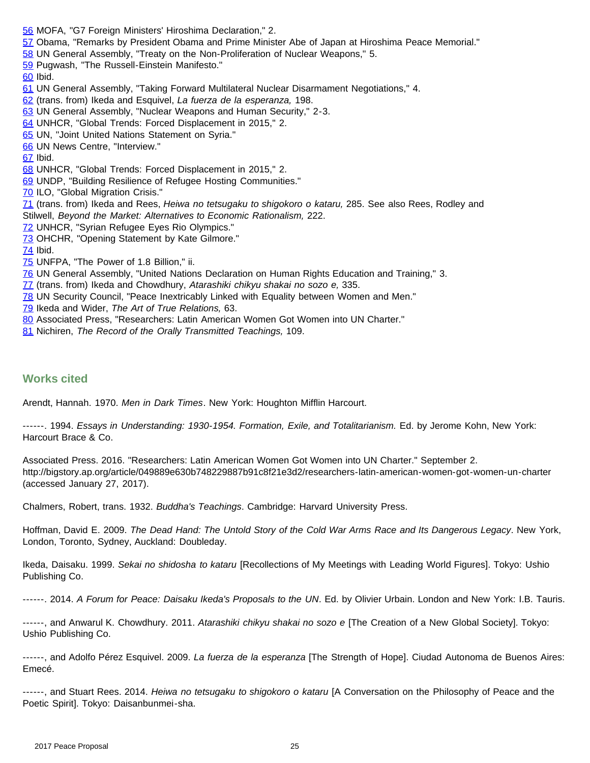56 MOFA, "G7 Foreign Ministers' Hiroshima Declaration," 2.
57 Obama, "Remarks by President Obama and Prime Minister Abe of Japan at Hiroshima Peace Memorial."
58 UN General Assembly, "Treaty on the Non-Proliferation of Nuclear Weapons," 5.
59 Pugwash, "The Russell-Einstein Manifesto."
60 Ibid.
61 UN General Assembly, "Taking Forward Multilateral Nuclear Disarmament Negotiations," 4.
62 (trans. from) Ikeda and Esquivel, *La fuerza de la esperanza,* 198.
63 UN General Assembly, "Nuclear Weapons and Human Security," 2-3.
64 UNHCR, "Global Trends: Forced Displacement in 2015," 2.
65 UN, "Joint United Nations Statement on Syria."
66 UN News Centre, "Interview."
67 Ibid.
68 UNHCR, "Global Trends: Forced Displacement in 2015," 2.
69 UNDP, "Building Resilience of Refugee Hosting Communities."
70 ILO, "Global Migration Crisis."
71 (trans. from) Ikeda and Rees, *Heiwa no tetsugaku to shigokoro o kataru,* 285. See also Rees, Rodley and Stilwell, *Beyond the Market: Alternatives to Economic Rationalism,* 222.
72 UNHCR, "Syrian Refugee Eyes Rio Olympics."
73 OHCHR, "Opening Statement by Kate Gilmore."
74 Ibid.
75 UNFPA, "The Power of 1.8 Billion," ii.
76 UN General Assembly, "United Nations Declaration on Human Rights Education and Training," 3.
77 (trans. from) Ikeda and Chowdhury, *Atarashiki chikyu shakai no sozo e,* 335.
78 UN Security Council, "Peace Inextricably Linked with Equality between Women and Men."
79 Ikeda and Wider, *The Art of True Relations,* 63.
80 Associated Press, "Researchers: Latin American Women Got Women into UN Charter."
81 Nichiren, *The Record of the Orally Transmitted Teachings,* 109.

## Works cited

Arendt, Hannah. 1970. *Men in Dark Times*. New York: Houghton Mifflin Harcourt.

------. 1994. *Essays in Understanding: 1930-1954. Formation, Exile, and Totalitarianism.* Ed. by Jerome Kohn, New York: Harcourt Brace & Co.

Associated Press. 2016. "Researchers: Latin American Women Got Women into UN Charter." September 2. http://bigstory.ap.org/article/049889e630b748229887b91c8f21e3d2/researchers-latin-american-women-got-women-un-charter (accessed January 27, 2017).

Chalmers, Robert, trans. 1932. *Buddha's Teachings*. Cambridge: Harvard University Press.

Hoffman, David E. 2009. *The Dead Hand: The Untold Story of the Cold War Arms Race and Its Dangerous Legacy*. New York, London, Toronto, Sydney, Auckland: Doubleday.

Ikeda, Daisaku. 1999. *Sekai no shidosha to kataru* [Recollections of My Meetings with Leading World Figures]. Tokyo: Ushio Publishing Co.

------. 2014. *A Forum for Peace: Daisaku Ikeda's Proposals to the UN*. Ed. by Olivier Urbain. London and New York: I.B. Tauris.

------, and Anwarul K. Chowdhury. 2011. *Atarashiki chikyu shakai no sozo e* [The Creation of a New Global Society]. Tokyo: Ushio Publishing Co.

------, and Adolfo Pérez Esquivel. 2009. *La fuerza de la esperanza* [The Strength of Hope]. Ciudad Autonoma de Buenos Aires: Emecé.

------, and Stuart Rees. 2014. *Heiwa no tetsugaku to shigokoro o kataru* [A Conversation on the Philosophy of Peace and the Poetic Spirit]. Tokyo: Daisanbunmei-sha.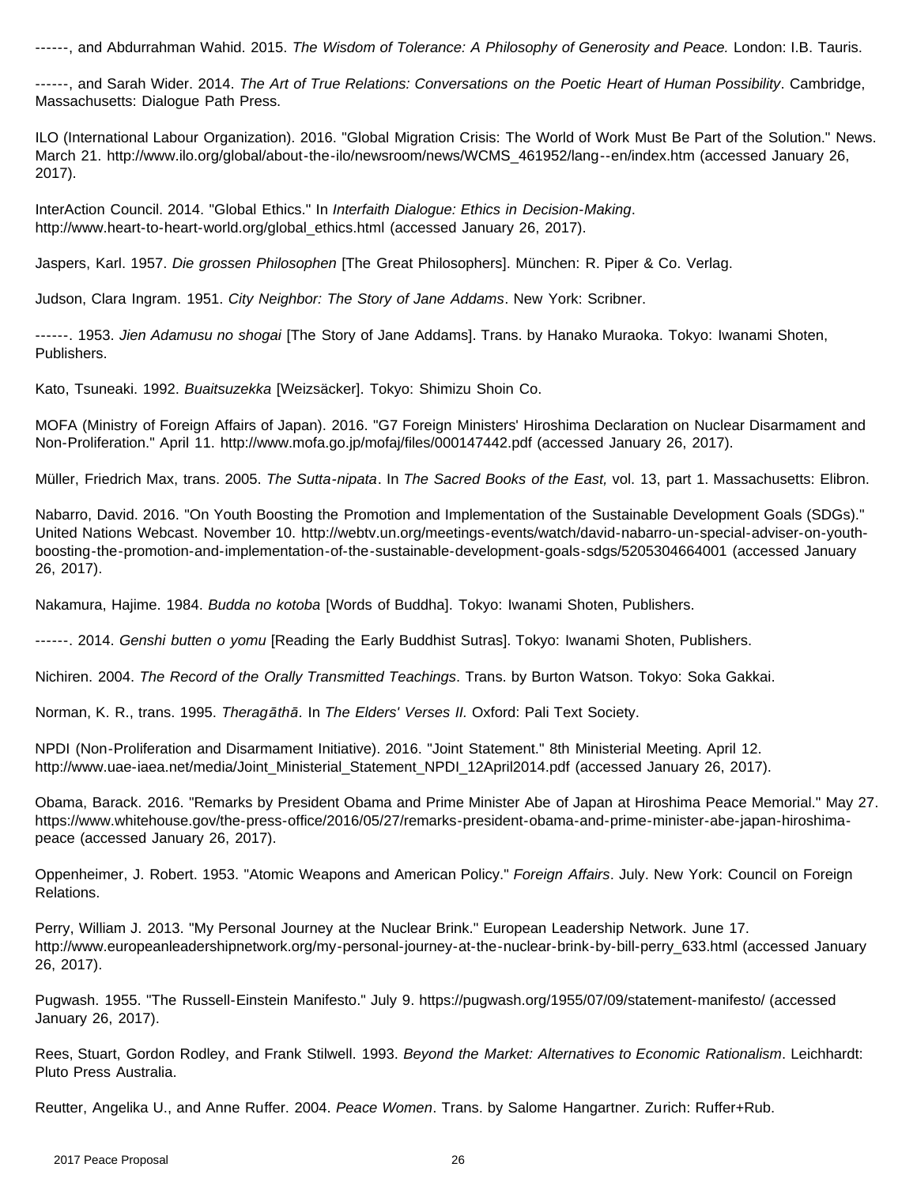------, and Abdurrahman Wahid. 2015. *The Wisdom of Tolerance: A Philosophy of Generosity and Peace.* London: I.B. Tauris.

------, and Sarah Wider. 2014. *The Art of True Relations: Conversations on the Poetic Heart of Human Possibility*. Cambridge, Massachusetts: Dialogue Path Press.

ILO (International Labour Organization). 2016. "Global Migration Crisis: The World of Work Must Be Part of the Solution." News. March 21. http://www.ilo.org/global/about-the-ilo/newsroom/news/WCMS_461952/lang--en/index.htm (accessed January 26, 2017).

InterAction Council. 2014. "Global Ethics." In *Interfaith Dialogue: Ethics in Decision-Making*. http://www.heart-to-heart-world.org/global_ethics.html (accessed January 26, 2017).

Jaspers, Karl. 1957. *Die grossen Philosophen* [The Great Philosophers]. München: R. Piper & Co. Verlag.

Judson, Clara Ingram. 1951. *City Neighbor: The Story of Jane Addams*. New York: Scribner.

------. 1953. *Jien Adamusu no shogai* [The Story of Jane Addams]. Trans. by Hanako Muraoka. Tokyo: Iwanami Shoten, Publishers.

Kato, Tsuneaki. 1992. *Buaitsuzekka* [Weizsäcker]. Tokyo: Shimizu Shoin Co.

MOFA (Ministry of Foreign Affairs of Japan). 2016. "G7 Foreign Ministers' Hiroshima Declaration on Nuclear Disarmament and Non-Proliferation." April 11. http://www.mofa.go.jp/mofaj/files/000147442.pdf (accessed January 26, 2017).

Müller, Friedrich Max, trans. 2005. *The Sutta-nipata*. In *The Sacred Books of the East,* vol. 13, part 1. Massachusetts: Elibron.

Nabarro, David. 2016. "On Youth Boosting the Promotion and Implementation of the Sustainable Development Goals (SDGs)." United Nations Webcast. November 10. http://webtv.un.org/meetings-events/watch/david-nabarro-un-special-adviser-on-youth-boosting-the-promotion-and-implementation-of-the-sustainable-development-goals-sdgs/5205304664001 (accessed January 26, 2017).

Nakamura, Hajime. 1984. *Budda no kotoba* [Words of Buddha]. Tokyo: Iwanami Shoten, Publishers.

------. 2014. *Genshi butten o yomu* [Reading the Early Buddhist Sutras]. Tokyo: Iwanami Shoten, Publishers.

Nichiren. 2004. *The Record of the Orally Transmitted Teachings*. Trans. by Burton Watson. Tokyo: Soka Gakkai.

Norman, K. R., trans. 1995. *Theragāthā*. In *The Elders' Verses II.* Oxford: Pali Text Society.

NPDI (Non-Proliferation and Disarmament Initiative). 2016. "Joint Statement." 8th Ministerial Meeting. April 12. http://www.uae-iaea.net/media/Joint_Ministerial_Statement_NPDI_12April2014.pdf (accessed January 26, 2017).

Obama, Barack. 2016. "Remarks by President Obama and Prime Minister Abe of Japan at Hiroshima Peace Memorial." May 27. https://www.whitehouse.gov/the-press-office/2016/05/27/remarks-president-obama-and-prime-minister-abe-japan-hiroshima-peace (accessed January 26, 2017).

Oppenheimer, J. Robert. 1953. "Atomic Weapons and American Policy." *Foreign Affairs*. July. New York: Council on Foreign Relations.

Perry, William J. 2013. "My Personal Journey at the Nuclear Brink." European Leadership Network. June 17. http://www.europeanleadershipnetwork.org/my-personal-journey-at-the-nuclear-brink-by-bill-perry_633.html (accessed January 26, 2017).

Pugwash. 1955. "The Russell-Einstein Manifesto." July 9. https://pugwash.org/1955/07/09/statement-manifesto/ (accessed January 26, 2017).

Rees, Stuart, Gordon Rodley, and Frank Stilwell. 1993. *Beyond the Market: Alternatives to Economic Rationalism*. Leichhardt: Pluto Press Australia.

Reutter, Angelika U., and Anne Ruffer. 2004. *Peace Women*. Trans. by Salome Hangartner. Zurich: Ruffer+Rub.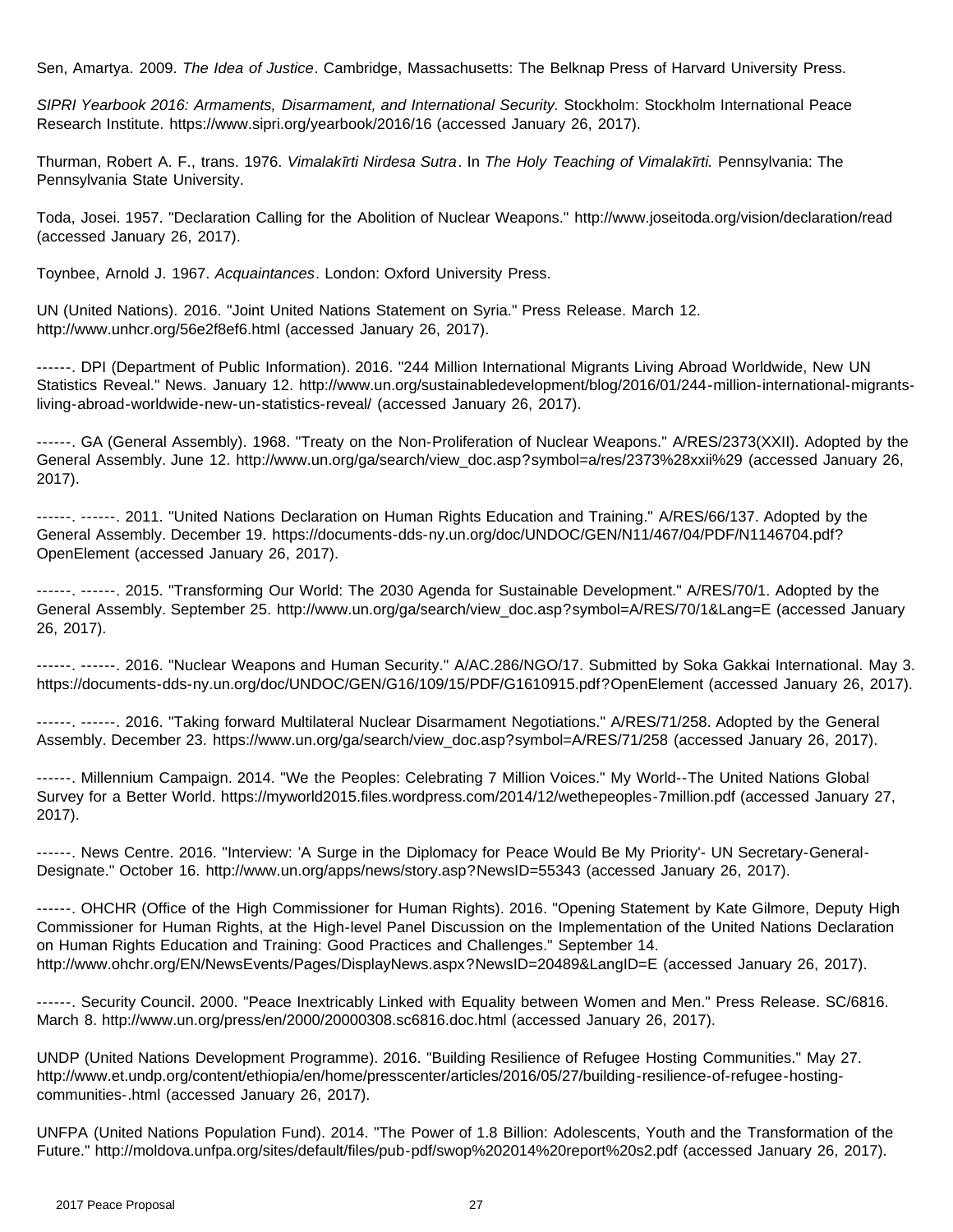Sen, Amartya. 2009. *The Idea of Justice*. Cambridge, Massachusetts: The Belknap Press of Harvard University Press.

*SIPRI Yearbook 2016: Armaments, Disarmament, and International Security.* Stockholm: Stockholm International Peace Research Institute. https://www.sipri.org/yearbook/2016/16 (accessed January 26, 2017).

Thurman, Robert A. F., trans. 1976. *Vimalakīrti Nirdesa Sutra*. In *The Holy Teaching of Vimalakīrti.* Pennsylvania: The Pennsylvania State University.

Toda, Josei. 1957. "Declaration Calling for the Abolition of Nuclear Weapons." http://www.joseitoda.org/vision/declaration/read (accessed January 26, 2017).

Toynbee, Arnold J. 1967. *Acquaintances*. London: Oxford University Press.

UN (United Nations). 2016. "Joint United Nations Statement on Syria." Press Release. March 12. http://www.unhcr.org/56e2f8ef6.html (accessed January 26, 2017).

------. DPI (Department of Public Information). 2016. "244 Million International Migrants Living Abroad Worldwide, New UN Statistics Reveal." News. January 12. http://www.un.org/sustainabledevelopment/blog/2016/01/244-million-international-migrants-living-abroad-worldwide-new-un-statistics-reveal/ (accessed January 26, 2017).

------. GA (General Assembly). 1968. "Treaty on the Non-Proliferation of Nuclear Weapons." A/RES/2373(XXII). Adopted by the General Assembly. June 12. http://www.un.org/ga/search/view_doc.asp?symbol=a/res/2373%28xxii%29 (accessed January 26, 2017).

------. ------. 2011. "United Nations Declaration on Human Rights Education and Training." A/RES/66/137. Adopted by the General Assembly. December 19. https://documents-dds-ny.un.org/doc/UNDOC/GEN/N11/467/04/PDF/N1146704.pdf?OpenElement (accessed January 26, 2017).

------. ------. 2015. "Transforming Our World: The 2030 Agenda for Sustainable Development." A/RES/70/1. Adopted by the General Assembly. September 25. http://www.un.org/ga/search/view_doc.asp?symbol=A/RES/70/1&Lang=E (accessed January 26, 2017).

------. ------. 2016. "Nuclear Weapons and Human Security." A/AC.286/NGO/17. Submitted by Soka Gakkai International. May 3. https://documents-dds-ny.un.org/doc/UNDOC/GEN/G16/109/15/PDF/G1610915.pdf?OpenElement (accessed January 26, 2017).

------. ------. 2016. "Taking forward Multilateral Nuclear Disarmament Negotiations." A/RES/71/258. Adopted by the General Assembly. December 23. https://www.un.org/ga/search/view_doc.asp?symbol=A/RES/71/258 (accessed January 26, 2017).

------. Millennium Campaign. 2014. "We the Peoples: Celebrating 7 Million Voices." My World--The United Nations Global Survey for a Better World. https://myworld2015.files.wordpress.com/2014/12/wethepeoples-7million.pdf (accessed January 27, 2017).

------. News Centre. 2016. "Interview: 'A Surge in the Diplomacy for Peace Would Be My Priority'- UN Secretary-General-Designate." October 16. http://www.un.org/apps/news/story.asp?NewsID=55343 (accessed January 26, 2017).

------. OHCHR (Office of the High Commissioner for Human Rights). 2016. "Opening Statement by Kate Gilmore, Deputy High Commissioner for Human Rights, at the High-level Panel Discussion on the Implementation of the United Nations Declaration on Human Rights Education and Training: Good Practices and Challenges." September 14. http://www.ohchr.org/EN/NewsEvents/Pages/DisplayNews.aspx?NewsID=20489&LangID=E (accessed January 26, 2017).

------. Security Council. 2000. "Peace Inextricably Linked with Equality between Women and Men." Press Release. SC/6816. March 8. http://www.un.org/press/en/2000/20000308.sc6816.doc.html (accessed January 26, 2017).

UNDP (United Nations Development Programme). 2016. "Building Resilience of Refugee Hosting Communities." May 27. http://www.et.undp.org/content/ethiopia/en/home/presscenter/articles/2016/05/27/building-resilience-of-refugee-hosting-communities-.html (accessed January 26, 2017).

UNFPA (United Nations Population Fund). 2014. "The Power of 1.8 Billion: Adolescents, Youth and the Transformation of the Future." http://moldova.unfpa.org/sites/default/files/pub-pdf/swop%202014%20report%20s2.pdf (accessed January 26, 2017).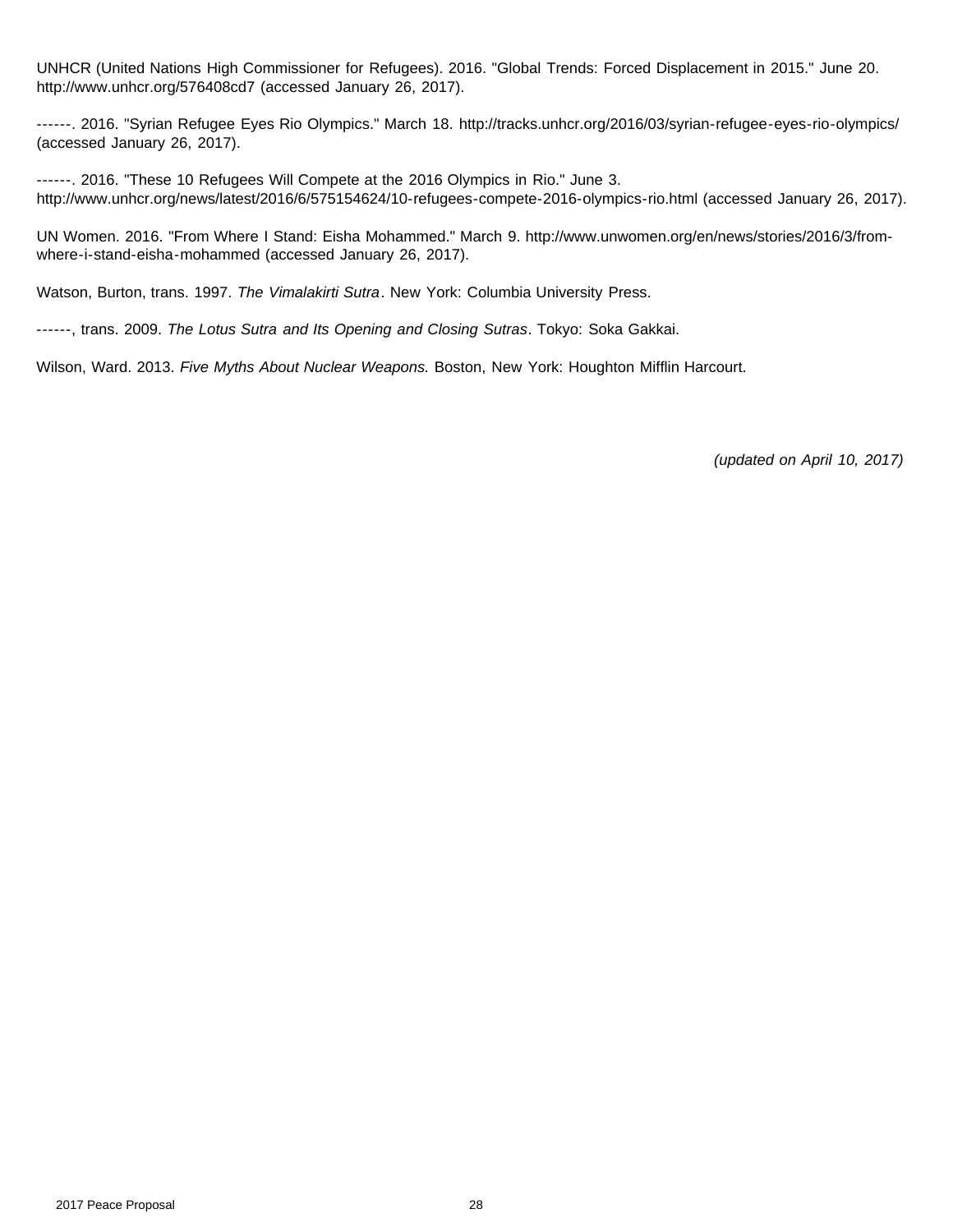UNHCR (United Nations High Commissioner for Refugees). 2016. "Global Trends: Forced Displacement in 2015." June 20. http://www.unhcr.org/576408cd7 (accessed January 26, 2017).

------. 2016. "Syrian Refugee Eyes Rio Olympics." March 18. http://tracks.unhcr.org/2016/03/syrian-refugee-eyes-rio-olympics/ (accessed January 26, 2017).

------. 2016. "These 10 Refugees Will Compete at the 2016 Olympics in Rio." June 3. http://www.unhcr.org/news/latest/2016/6/575154624/10-refugees-compete-2016-olympics-rio.html (accessed January 26, 2017).

UN Women. 2016. "From Where I Stand: Eisha Mohammed." March 9. http://www.unwomen.org/en/news/stories/2016/3/from-where-i-stand-eisha-mohammed (accessed January 26, 2017).

Watson, Burton, trans. 1997. *The Vimalakirti Sutra*. New York: Columbia University Press.

------, trans. 2009. *The Lotus Sutra and Its Opening and Closing Sutras*. Tokyo: Soka Gakkai.

Wilson, Ward. 2013. *Five Myths About Nuclear Weapons.* Boston, New York: Houghton Mifflin Harcourt.

*(updated on April 10, 2017)*